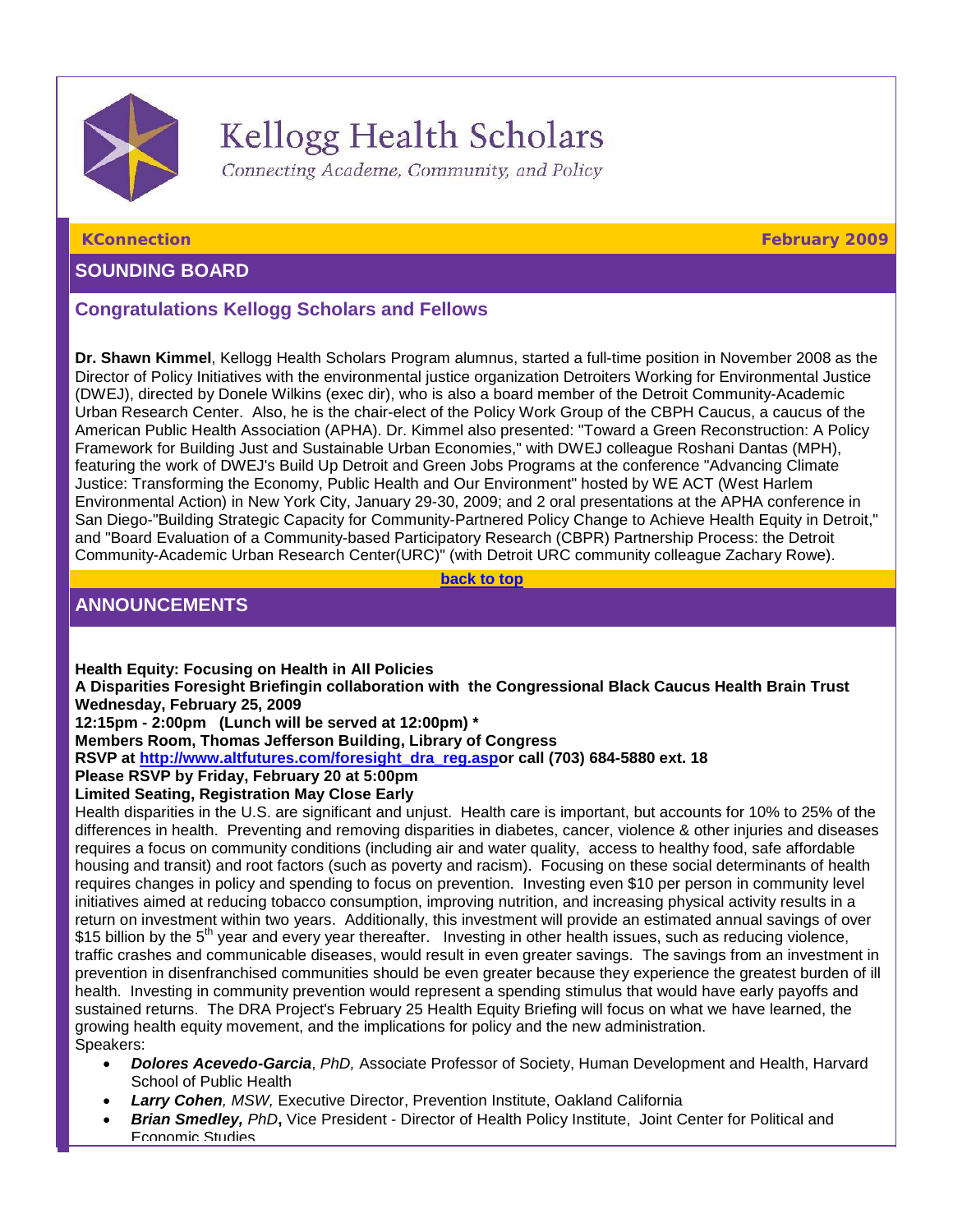# Kellogg Health Scholars

*Connecting Academe, Community, and Policy*

**KConnection** **February 2009**

## SOUNDING BOARD

### Congratulations Kellogg Scholars and Fellows

**Dr. Shawn Kimmel**, Kellogg Health Scholars Program alumnus, started a full-time position in November 2008 as the Director of Policy Initiatives with the environmental justice organization Detroiters Working for Environmental Justice (DWEJ), directed by Donele Wilkins (exec dir), who is also a board member of the Detroit Community-Academic Urban Research Center. Also, he is the chair-elect of the Policy Work Group of the CBPH Caucus, a caucus of the American Public Health Association (APHA). Dr. Kimmel also presented: "Toward a Green Reconstruction: A Policy Framework for Building Just and Sustainable Urban Economies," with DWEJ colleague Roshani Dantas (MPH), featuring the work of DWEJ's Build Up Detroit and Green Jobs Programs at the conference "Advancing Climate Justice: Transforming the Economy, Public Health and Our Environment" hosted by WE ACT (West Harlem Environmental Action) in New York City, January 29-30, 2009; and 2 oral presentations at the APHA conference in San Diego-"Building Strategic Capacity for Community-Partnered Policy Change to Achieve Health Equity in Detroit," and "Board Evaluation of a Community-based Participatory Research (CBPR) Partnership Process: the Detroit Community-Academic Urban Research Center(URC)" (with Detroit URC community colleague Zachary Rowe).

[back to top]

## ANNOUNCEMENTS

**Health Equity: Focusing on Health in All Policies**
**A Disparities Foresight Briefingin collaboration with the Congressional Black Caucus Health Brain Trust**
**Wednesday, February 25, 2009**
**12:15pm - 2:00pm (Lunch will be served at 12:00pm) ***
**Members Room, Thomas Jefferson Building, Library of Congress**
**RSVP at http://www.altfutures.com/foresight_dra_reg.aspor call (703) 684-5880 ext. 18**
**Please RSVP by Friday, February 20 at 5:00pm**
**Limited Seating, Registration May Close Early**

Health disparities in the U.S. are significant and unjust. Health care is important, but accounts for 10% to 25% of the differences in health. Preventing and removing disparities in diabetes, cancer, violence & other injuries and diseases requires a focus on community conditions (including air and water quality, access to healthy food, safe affordable housing and transit) and root factors (such as poverty and racism). Focusing on these social determinants of health requires changes in policy and spending to focus on prevention. Investing even $10 per person in community level initiatives aimed at reducing tobacco consumption, improving nutrition, and increasing physical activity results in a return on investment within two years. Additionally, this investment will provide an estimated annual savings of over $15 billion by the 5th year and every year thereafter. Investing in other health issues, such as reducing violence, traffic crashes and communicable diseases, would result in even greater savings. The savings from an investment in prevention in disenfranchised communities should be even greater because they experience the greatest burden of ill health. Investing in community prevention would represent a spending stimulus that would have early payoffs and sustained returns. The DRA Project's February 25 Health Equity Briefing will focus on what we have learned, the growing health equity movement, and the implications for policy and the new administration.

Speakers:

- ***Dolores Acevedo-Garcia***, *PhD,* Associate Professor of Society, Human Development and Health, Harvard School of Public Health
- ***Larry Cohen****, MSW,* Executive Director, Prevention Institute, Oakland California
- ***Brian Smedley,*** *PhD***,** Vice President - Director of Health Policy Institute, Joint Center for Political and Economic Studies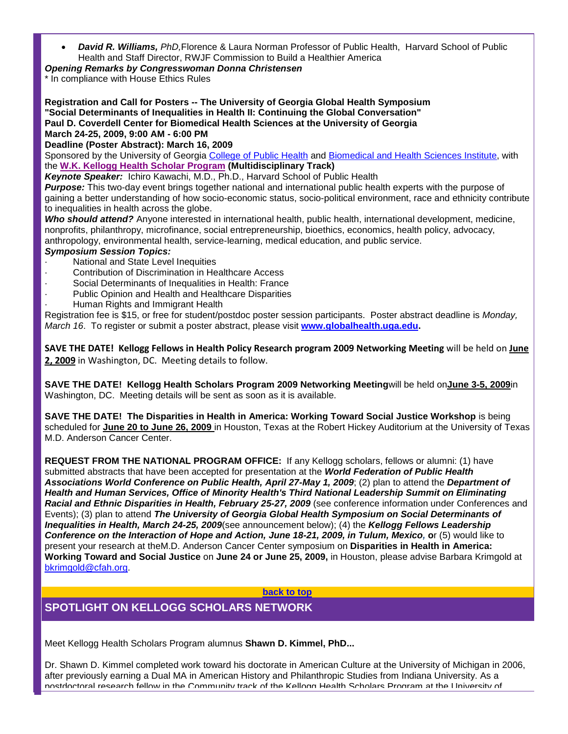- ***David R. Williams,** PhD,* Florence & Laura Norman Professor of Public Health, Harvard School of Public Health and Staff Director, RWJF Commission to Build a Healthier America

***Opening Remarks by Congresswoman Donna Christensen***

* In compliance with House Ethics Rules

**Registration and Call for Posters -- The University of Georgia Global Health Symposium**
**"Social Determinants of Inequalities in Health II: Continuing the Global Conversation"**
**Paul D. Coverdell Center for Biomedical Health Sciences at the University of Georgia**
**March 24-25, 2009, 9:00 AM - 6:00 PM**
**Deadline (Poster Abstract): March 16, 2009**

Sponsored by the University of Georgia College of Public Health and Biomedical and Health Sciences Institute, with the **W.K. Kellogg Health Scholar Program (Multidisciplinary Track)**

***Keynote Speaker:*** Ichiro Kawachi, M.D., Ph.D., Harvard School of Public Health

***Purpose:*** This two-day event brings together national and international public health experts with the purpose of gaining a better understanding of how socio-economic status, socio-political environment, race and ethnicity contribute to inequalities in health across the globe.

***Who should attend?*** Anyone interested in international health, public health, international development, medicine, nonprofits, philanthropy, microfinance, social entrepreneurship, bioethics, economics, health policy, advocacy, anthropology, environmental health, service-learning, medical education, and public service.

***Symposium Session Topics:***

- National and State Level Inequities
- Contribution of Discrimination in Healthcare Access
- Social Determinants of Inequalities in Health: France
- Public Opinion and Health and Healthcare Disparities
- Human Rights and Immigrant Health

Registration fee is $15, or free for student/postdoc poster session participants. Poster abstract deadline is *Monday, March 16*. To register or submit a poster abstract, please visit **www.globalhealth.uga.edu.**

**SAVE THE DATE! Kellogg Fellows in Health Policy Research program 2009 Networking Meeting** will be held on **June 2, 2009** in Washington, DC. Meeting details to follow.

**SAVE THE DATE! Kellogg Health Scholars Program 2009 Networking Meeting** will be held on **June 3-5, 2009** in Washington, DC. Meeting details will be sent as soon as it is available.

**SAVE THE DATE! The Disparities in Health in America: Working Toward Social Justice Workshop** is being scheduled for **June 20 to June 26, 2009** in Houston, Texas at the Robert Hickey Auditorium at the University of Texas M.D. Anderson Cancer Center.

**REQUEST FROM THE NATIONAL PROGRAM OFFICE:** If any Kellogg scholars, fellows or alumni: (1) have submitted abstracts that have been accepted for presentation at the ***World Federation of Public Health Associations World Conference on Public Health, April 27-May 1, 2009***; (2) plan to attend the ***Department of Health and Human Services, Office of Minority Health's Third National Leadership Summit on Eliminating Racial and Ethnic Disparities in Health, February 25-27, 2009*** (see conference information under Conferences and Events); (3) plan to attend ***The University of Georgia Global Health Symposium on Social Determinants of Inequalities in Health, March 24-25, 2009*** (see announcement below); (4) the ***Kellogg Fellows Leadership Conference on the Interaction of Hope and Action, June 18-21, 2009, in Tulum, Mexico,*** **o**r (5) would like to present your research at the M.D. Anderson Cancer Center symposium on **Disparities in Health in America: Working Toward and Social Justice** on **June 24 or June 25, 2009,** in Houston, please advise Barbara Krimgold at bkrimgold@cfah.org.

**back to top**

## SPOTLIGHT ON KELLOGG SCHOLARS NETWORK

Meet Kellogg Health Scholars Program alumnus **Shawn D. Kimmel, PhD...**

Dr. Shawn D. Kimmel completed work toward his doctorate in American Culture at the University of Michigan in 2006, after previously earning a Dual MA in American History and Philanthropic Studies from Indiana University. As a postdoctoral research fellow in the Community track of the Kellogg Health Scholars Program at the University of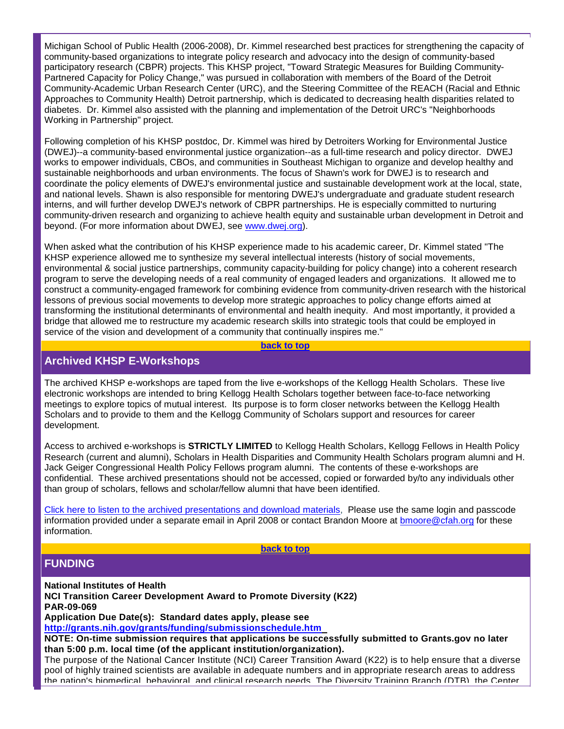Michigan School of Public Health (2006-2008), Dr. Kimmel researched best practices for strengthening the capacity of community-based organizations to integrate policy research and advocacy into the design of community-based participatory research (CBPR) projects. This KHSP project, "Toward Strategic Measures for Building Community-Partnered Capacity for Policy Change," was pursued in collaboration with members of the Board of the Detroit Community-Academic Urban Research Center (URC), and the Steering Committee of the REACH (Racial and Ethnic Approaches to Community Health) Detroit partnership, which is dedicated to decreasing health disparities related to diabetes. Dr. Kimmel also assisted with the planning and implementation of the Detroit URC's "Neighborhoods Working in Partnership" project.

Following completion of his KHSP postdoc, Dr. Kimmel was hired by Detroiters Working for Environmental Justice (DWEJ)--a community-based environmental justice organization--as a full-time research and policy director. DWEJ works to empower individuals, CBOs, and communities in Southeast Michigan to organize and develop healthy and sustainable neighborhoods and urban environments. The focus of Shawn's work for DWEJ is to research and coordinate the policy elements of DWEJ's environmental justice and sustainable development work at the local, state, and national levels. Shawn is also responsible for mentoring DWEJ's undergraduate and graduate student research interns, and will further develop DWEJ's network of CBPR partnerships. He is especially committed to nurturing community-driven research and organizing to achieve health equity and sustainable urban development in Detroit and beyond. (For more information about DWEJ, see [www.dwej.org](http://www.dwej.org)).

When asked what the contribution of his KHSP experience made to his academic career, Dr. Kimmel stated "The KHSP experience allowed me to synthesize my several intellectual interests (history of social movements, environmental & social justice partnerships, community capacity-building for policy change) into a coherent research program to serve the developing needs of a real community of engaged leaders and organizations. It allowed me to construct a community-engaged framework for combining evidence from community-driven research with the historical lessons of previous social movements to develop more strategic approaches to policy change efforts aimed at transforming the institutional determinants of environmental and health inequity. And most importantly, it provided a bridge that allowed me to restructure my academic research skills into strategic tools that could be employed in service of the vision and development of a community that continually inspires me."

**back to top**

## Archived KHSP E-Workshops

The archived KHSP e-workshops are taped from the live e-workshops of the Kellogg Health Scholars. These live electronic workshops are intended to bring Kellogg Health Scholars together between face-to-face networking meetings to explore topics of mutual interest. Its purpose is to form closer networks between the Kellogg Health Scholars and to provide to them and the Kellogg Community of Scholars support and resources for career development.

Access to archived e-workshops is **STRICTLY LIMITED** to Kellogg Health Scholars, Kellogg Fellows in Health Policy Research (current and alumni), Scholars in Health Disparities and Community Health Scholars program alumni and H. Jack Geiger Congressional Health Policy Fellows program alumni. The contents of these e-workshops are confidential. These archived presentations should not be accessed, copied or forwarded by/to any individuals other than group of scholars, fellows and scholar/fellow alumni that have been identified.

Click here to listen to the archived presentations and download materials, Please use the same login and passcode information provided under a separate email in April 2008 or contact Brandon Moore at bmoore@cfah.org for these information.

**back to top**

## FUNDING

**National Institutes of Health**
**NCI Transition Career Development Award to Promote Diversity (K22)**
**PAR-09-069**
**Application Due Date(s): Standard dates apply, please see**
**[http://grants.nih.gov/grants/funding/submissionschedule.htm](http://grants.nih.gov/grants/funding/submissionschedule.htm)**
**NOTE: On-time submission requires that applications be successfully submitted to Grants.gov no later than 5:00 p.m. local time (of the applicant institution/organization).**
The purpose of the National Cancer Institute (NCI) Career Transition Award (K22) is to help ensure that a diverse pool of highly trained scientists are available in adequate numbers and in appropriate research areas to address the nation's biomedical, behavioral, and clinical research needs. The Diversity Training Branch (DTB), the Center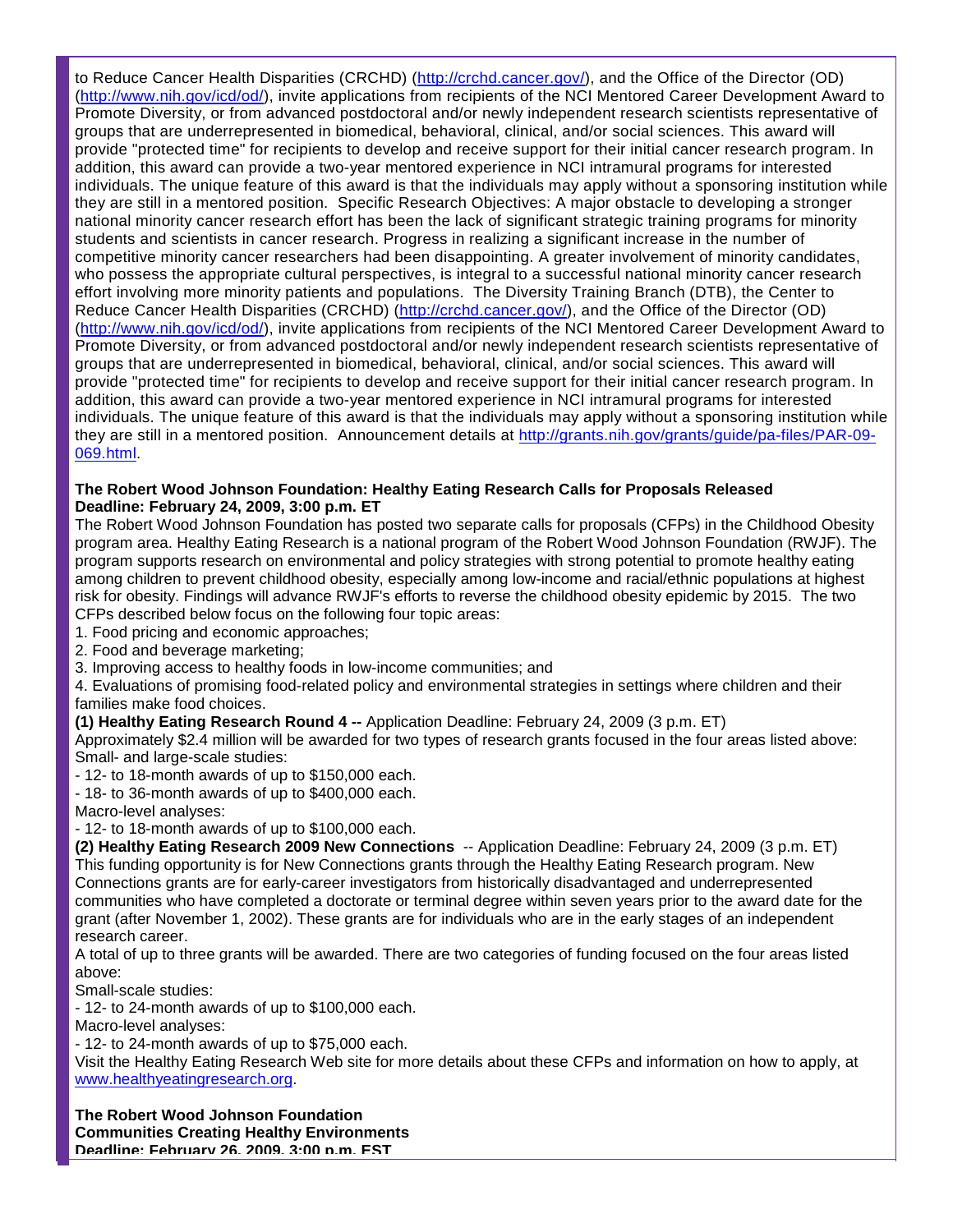to Reduce Cancer Health Disparities (CRCHD) (http://crchd.cancer.gov/), and the Office of the Director (OD) (http://www.nih.gov/icd/od/), invite applications from recipients of the NCI Mentored Career Development Award to Promote Diversity, or from advanced postdoctoral and/or newly independent research scientists representative of groups that are underrepresented in biomedical, behavioral, clinical, and/or social sciences. This award will provide "protected time" for recipients to develop and receive support for their initial cancer research program. In addition, this award can provide a two-year mentored experience in NCI intramural programs for interested individuals. The unique feature of this award is that the individuals may apply without a sponsoring institution while they are still in a mentored position. Specific Research Objectives: A major obstacle to developing a stronger national minority cancer research effort has been the lack of significant strategic training programs for minority students and scientists in cancer research. Progress in realizing a significant increase in the number of competitive minority cancer researchers had been disappointing. A greater involvement of minority candidates, who possess the appropriate cultural perspectives, is integral to a successful national minority cancer research effort involving more minority patients and populations. The Diversity Training Branch (DTB), the Center to Reduce Cancer Health Disparities (CRCHD) (http://crchd.cancer.gov/), and the Office of the Director (OD) (http://www.nih.gov/icd/od/), invite applications from recipients of the NCI Mentored Career Development Award to Promote Diversity, or from advanced postdoctoral and/or newly independent research scientists representative of groups that are underrepresented in biomedical, behavioral, clinical, and/or social sciences. This award will provide "protected time" for recipients to develop and receive support for their initial cancer research program. In addition, this award can provide a two-year mentored experience in NCI intramural programs for interested individuals. The unique feature of this award is that the individuals may apply without a sponsoring institution while they are still in a mentored position. Announcement details at http://grants.nih.gov/grants/guide/pa-files/PAR-09-069.html.

**The Robert Wood Johnson Foundation: Healthy Eating Research Calls for Proposals Released**
**Deadline: February 24, 2009, 3:00 p.m. ET**

The Robert Wood Johnson Foundation has posted two separate calls for proposals (CFPs) in the Childhood Obesity program area. Healthy Eating Research is a national program of the Robert Wood Johnson Foundation (RWJF). The program supports research on environmental and policy strategies with strong potential to promote healthy eating among children to prevent childhood obesity, especially among low-income and racial/ethnic populations at highest risk for obesity. Findings will advance RWJF's efforts to reverse the childhood obesity epidemic by 2015. The two CFPs described below focus on the following four topic areas:

1. Food pricing and economic approaches;
2. Food and beverage marketing;
3. Improving access to healthy foods in low-income communities; and
4. Evaluations of promising food-related policy and environmental strategies in settings where children and their families make food choices.

**(1) Healthy Eating Research Round 4 --** Application Deadline: February 24, 2009 (3 p.m. ET)
Approximately $2.4 million will be awarded for two types of research grants focused in the four areas listed above:
Small- and large-scale studies:
- 12- to 18-month awards of up to $150,000 each.
- 18- to 36-month awards of up to $400,000 each.

Macro-level analyses:
- 12- to 18-month awards of up to $100,000 each.

**(2) Healthy Eating Research 2009 New Connections** -- Application Deadline: February 24, 2009 (3 p.m. ET)
This funding opportunity is for New Connections grants through the Healthy Eating Research program. New Connections grants are for early-career investigators from historically disadvantaged and underrepresented communities who have completed a doctorate or terminal degree within seven years prior to the award date for the grant (after November 1, 2002). These grants are for individuals who are in the early stages of an independent research career.
A total of up to three grants will be awarded. There are two categories of funding focused on the four areas listed above:
Small-scale studies:
- 12- to 24-month awards of up to $100,000 each.

Macro-level analyses:
- 12- to 24-month awards of up to $75,000 each.

Visit the Healthy Eating Research Web site for more details about these CFPs and information on how to apply, at www.healthyeatingresearch.org.

**The Robert Wood Johnson Foundation**
**Communities Creating Healthy Environments**
**Deadline: February 26, 2009, 3:00 p.m. EST**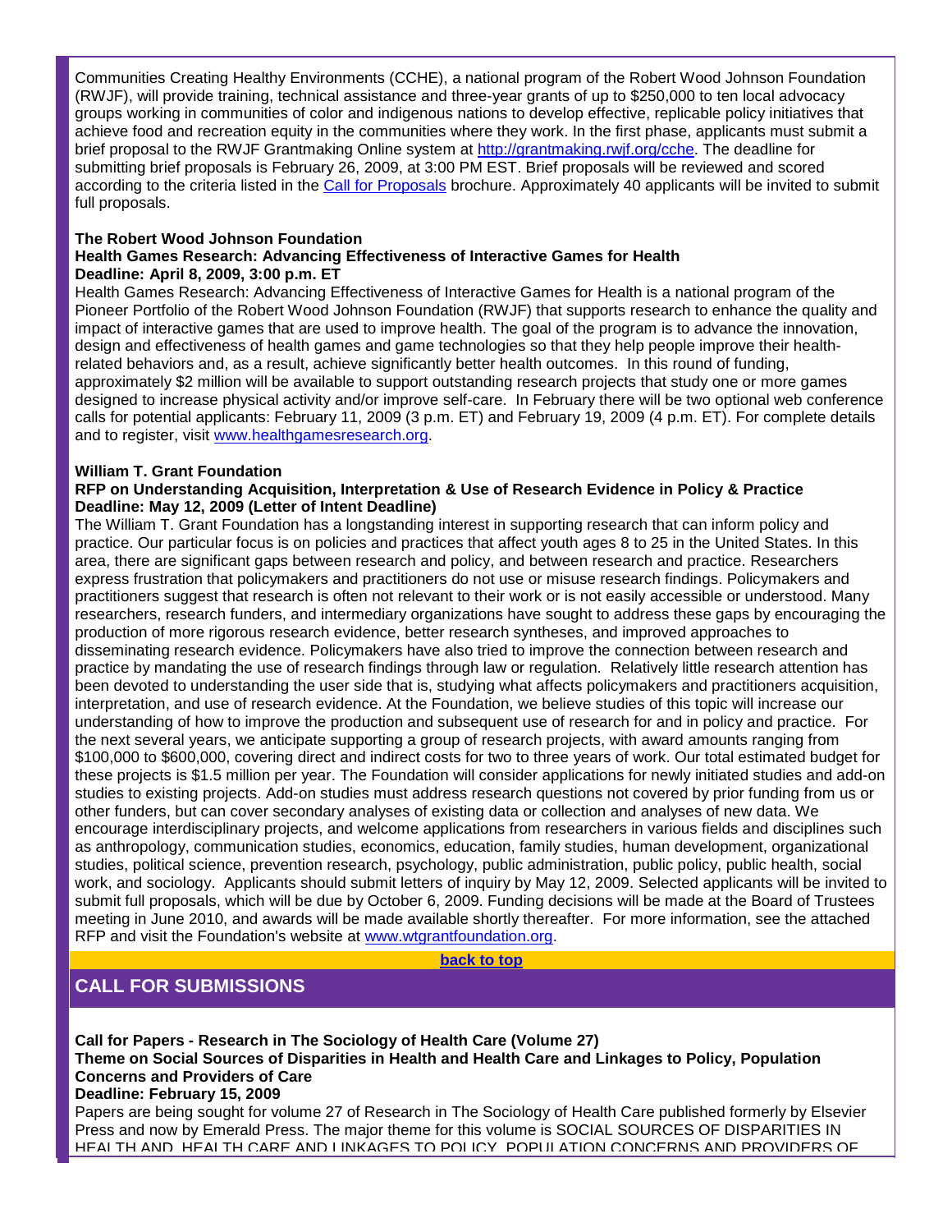Communities Creating Healthy Environments (CCHE), a national program of the Robert Wood Johnson Foundation (RWJF), will provide training, technical assistance and three-year grants of up to $250,000 to ten local advocacy groups working in communities of color and indigenous nations to develop effective, replicable policy initiatives that achieve food and recreation equity in the communities where they work. In the first phase, applicants must submit a brief proposal to the RWJF Grantmaking Online system at [http://grantmaking.rwjf.org/cche](http://grantmaking.rwjf.org/cche). The deadline for submitting brief proposals is February 26, 2009, at 3:00 PM EST. Brief proposals will be reviewed and scored according to the criteria listed in the [Call for Proposals](#) brochure. Approximately 40 applicants will be invited to submit full proposals.

**The Robert Wood Johnson Foundation**
**Health Games Research: Advancing Effectiveness of Interactive Games for Health**
**Deadline: April 8, 2009, 3:00 p.m. ET**

Health Games Research: Advancing Effectiveness of Interactive Games for Health is a national program of the Pioneer Portfolio of the Robert Wood Johnson Foundation (RWJF) that supports research to enhance the quality and impact of interactive games that are used to improve health. The goal of the program is to advance the innovation, design and effectiveness of health games and game technologies so that they help people improve their health-related behaviors and, as a result, achieve significantly better health outcomes. In this round of funding, approximately $2 million will be available to support outstanding research projects that study one or more games designed to increase physical activity and/or improve self-care. In February there will be two optional web conference calls for potential applicants: February 11, 2009 (3 p.m. ET) and February 19, 2009 (4 p.m. ET). For complete details and to register, visit [www.healthgamesresearch.org](http://www.healthgamesresearch.org).

**William T. Grant Foundation**
**RFP on Understanding Acquisition, Interpretation & Use of Research Evidence in Policy & Practice**
**Deadline: May 12, 2009 (Letter of Intent Deadline)**

The William T. Grant Foundation has a longstanding interest in supporting research that can inform policy and practice. Our particular focus is on policies and practices that affect youth ages 8 to 25 in the United States. In this area, there are significant gaps between research and policy, and between research and practice. Researchers express frustration that policymakers and practitioners do not use or misuse research findings. Policymakers and practitioners suggest that research is often not relevant to their work or is not easily accessible or understood. Many researchers, research funders, and intermediary organizations have sought to address these gaps by encouraging the production of more rigorous research evidence, better research syntheses, and improved approaches to disseminating research evidence. Policymakers have also tried to improve the connection between research and practice by mandating the use of research findings through law or regulation. Relatively little research attention has been devoted to understanding the user side that is, studying what affects policymakers and practitioners acquisition, interpretation, and use of research evidence. At the Foundation, we believe studies of this topic will increase our understanding of how to improve the production and subsequent use of research for and in policy and practice. For the next several years, we anticipate supporting a group of research projects, with award amounts ranging from $100,000 to $600,000, covering direct and indirect costs for two to three years of work. Our total estimated budget for these projects is $1.5 million per year. The Foundation will consider applications for newly initiated studies and add-on studies to existing projects. Add-on studies must address research questions not covered by prior funding from us or other funders, but can cover secondary analyses of existing data or collection and analyses of new data. We encourage interdisciplinary projects, and welcome applications from researchers in various fields and disciplines such as anthropology, communication studies, economics, education, family studies, human development, organizational studies, political science, prevention research, psychology, public administration, public policy, public health, social work, and sociology. Applicants should submit letters of inquiry by May 12, 2009. Selected applicants will be invited to submit full proposals, which will be due by October 6, 2009. Funding decisions will be made at the Board of Trustees meeting in June 2010, and awards will be made available shortly thereafter. For more information, see the attached RFP and visit the Foundation's website at [www.wtgrantfoundation.org](http://www.wtgrantfoundation.org).

[back to top](#)

## CALL FOR SUBMISSIONS

**Call for Papers - Research in The Sociology of Health Care (Volume 27)**
**Theme on Social Sources of Disparities in Health and Health Care and Linkages to Policy, Population Concerns and Providers of Care**
**Deadline: February 15, 2009**

Papers are being sought for volume 27 of Research in The Sociology of Health Care published formerly by Elsevier Press and now by Emerald Press. The major theme for this volume is SOCIAL SOURCES OF DISPARITIES IN HEALTH AND HEALTH CARE AND LINKAGES TO POLICY, POPULATION CONCERNS AND PROVIDERS OF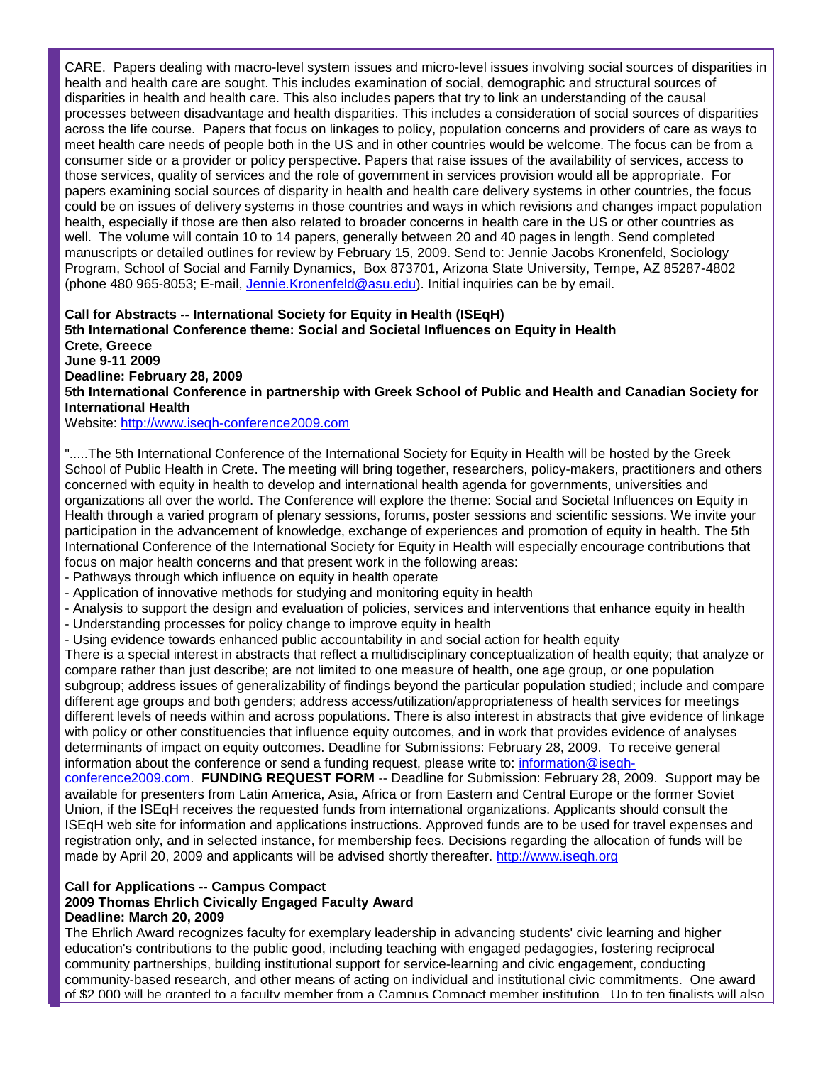CARE. Papers dealing with macro-level system issues and micro-level issues involving social sources of disparities in health and health care are sought. This includes examination of social, demographic and structural sources of disparities in health and health care. This also includes papers that try to link an understanding of the causal processes between disadvantage and health disparities. This includes a consideration of social sources of disparities across the life course. Papers that focus on linkages to policy, population concerns and providers of care as ways to meet health care needs of people both in the US and in other countries would be welcome. The focus can be from a consumer side or a provider or policy perspective. Papers that raise issues of the availability of services, access to those services, quality of services and the role of government in services provision would all be appropriate. For papers examining social sources of disparity in health and health care delivery systems in other countries, the focus could be on issues of delivery systems in those countries and ways in which revisions and changes impact population health, especially if those are then also related to broader concerns in health care in the US or other countries as well. The volume will contain 10 to 14 papers, generally between 20 and 40 pages in length. Send completed manuscripts or detailed outlines for review by February 15, 2009. Send to: Jennie Jacobs Kronenfeld, Sociology Program, School of Social and Family Dynamics, Box 873701, Arizona State University, Tempe, AZ 85287-4802 (phone 480 965-8053; E-mail, Jennie.Kronenfeld@asu.edu). Initial inquiries can be by email.

**Call for Abstracts -- International Society for Equity in Health (ISEqH)**
**5th International Conference theme: Social and Societal Influences on Equity in Health**
**Crete, Greece**
**June 9-11 2009**
**Deadline: February 28, 2009**
**5th International Conference in partnership with Greek School of Public and Health and Canadian Society for International Health**
Website: http://www.iseqh-conference2009.com

".....The 5th International Conference of the International Society for Equity in Health will be hosted by the Greek School of Public Health in Crete. The meeting will bring together, researchers, policy-makers, practitioners and others concerned with equity in health to develop and international health agenda for governments, universities and organizations all over the world. The Conference will explore the theme: Social and Societal Influences on Equity in Health through a varied program of plenary sessions, forums, poster sessions and scientific sessions. We invite your participation in the advancement of knowledge, exchange of experiences and promotion of equity in health. The 5th International Conference of the International Society for Equity in Health will especially encourage contributions that focus on major health concerns and that present work in the following areas:
- Pathways through which influence on equity in health operate
- Application of innovative methods for studying and monitoring equity in health
- Analysis to support the design and evaluation of policies, services and interventions that enhance equity in health
- Understanding processes for policy change to improve equity in health
- Using evidence towards enhanced public accountability in and social action for health equity

There is a special interest in abstracts that reflect a multidisciplinary conceptualization of health equity; that analyze or compare rather than just describe; are not limited to one measure of health, one age group, or one population subgroup; address issues of generalizability of findings beyond the particular population studied; include and compare different age groups and both genders; address access/utilization/appropriateness of health services for meetings different levels of needs within and across populations. There is also interest in abstracts that give evidence of linkage with policy or other constituencies that influence equity outcomes, and in work that provides evidence of analyses determinants of impact on equity outcomes. Deadline for Submissions: February 28, 2009. To receive general information about the conference or send a funding request, please write to: information@iseqh-conference2009.com. **FUNDING REQUEST FORM** -- Deadline for Submission: February 28, 2009. Support may be available for presenters from Latin America, Asia, Africa or from Eastern and Central Europe or the former Soviet Union, if the ISEqH receives the requested funds from international organizations. Applicants should consult the ISEqH web site for information and applications instructions. Approved funds are to be used for travel expenses and registration only, and in selected instance, for membership fees. Decisions regarding the allocation of funds will be made by April 20, 2009 and applicants will be advised shortly thereafter. http://www.iseqh.org

**Call for Applications -- Campus Compact**
**2009 Thomas Ehrlich Civically Engaged Faculty Award**
**Deadline: March 20, 2009**
The Ehrlich Award recognizes faculty for exemplary leadership in advancing students' civic learning and higher education's contributions to the public good, including teaching with engaged pedagogies, fostering reciprocal community partnerships, building institutional support for service-learning and civic engagement, conducting community-based research, and other means of acting on individual and institutional civic commitments. One award of $2,000 will be granted to a faculty member from a Campus Compact member institution. Up to ten finalists will also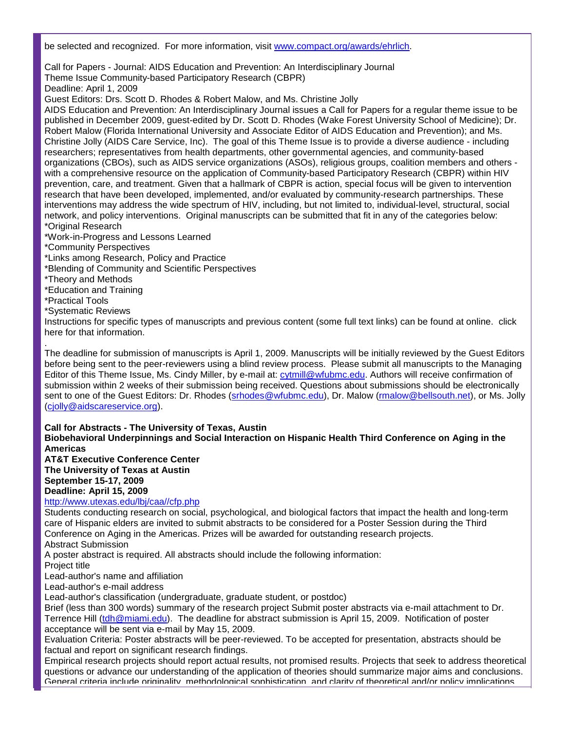be selected and recognized. For more information, visit [www.compact.org/awards/ehrlich](www.compact.org/awards/ehrlich).

Call for Papers - Journal: AIDS Education and Prevention: An Interdisciplinary Journal
Theme Issue Community-based Participatory Research (CBPR)
Deadline: April 1, 2009
Guest Editors: Drs. Scott D. Rhodes & Robert Malow, and Ms. Christine Jolly
AIDS Education and Prevention: An Interdisciplinary Journal issues a Call for Papers for a regular theme issue to be published in December 2009, guest-edited by Dr. Scott D. Rhodes (Wake Forest University School of Medicine); Dr. Robert Malow (Florida International University and Associate Editor of AIDS Education and Prevention); and Ms. Christine Jolly (AIDS Care Service, Inc). The goal of this Theme Issue is to provide a diverse audience - including researchers; representatives from health departments, other governmental agencies, and community-based organizations (CBOs), such as AIDS service organizations (ASOs), religious groups, coalition members and others - with a comprehensive resource on the application of Community-based Participatory Research (CBPR) within HIV prevention, care, and treatment. Given that a hallmark of CBPR is action, special focus will be given to intervention research that have been developed, implemented, and/or evaluated by community-research partnerships. These interventions may address the wide spectrum of HIV, including, but not limited to, individual-level, structural, social network, and policy interventions. Original manuscripts can be submitted that fit in any of the categories below:
*Original Research
*Work-in-Progress and Lessons Learned
*Community Perspectives
*Links among Research, Policy and Practice
*Blending of Community and Scientific Perspectives
*Theory and Methods
*Education and Training
*Practical Tools
*Systematic Reviews
Instructions for specific types of manuscripts and previous content (some full text links) can be found at online. click here for that information.
.
The deadline for submission of manuscripts is April 1, 2009. Manuscripts will be initially reviewed by the Guest Editors before being sent to the peer-reviewers using a blind review process. Please submit all manuscripts to the Managing Editor of this Theme Issue, Ms. Cindy Miller, by e-mail at: [cytmill@wfubmc.edu](mailto:cytmill@wfubmc.edu). Authors will receive confirmation of submission within 2 weeks of their submission being received. Questions about submissions should be electronically sent to one of the Guest Editors: Dr. Rhodes ([srhodes@wfubmc.edu](mailto:srhodes@wfubmc.edu)), Dr. Malow ([rmalow@bellsouth.net](mailto:rmalow@bellsouth.net)), or Ms. Jolly ([cjolly@aidscareservice.org](mailto:cjolly@aidscareservice.org)).

**Call for Abstracts - The University of Texas, Austin**
**Biobehavioral Underpinnings and Social Interaction on Hispanic Health Third Conference on Aging in the Americas**
**AT&T Executive Conference Center**
**The University of Texas at Austin**
**September 15-17, 2009**
**Deadline: April 15, 2009**
[http://www.utexas.edu/lbj/caa//cfp.php](http://www.utexas.edu/lbj/caa//cfp.php)
Students conducting research on social, psychological, and biological factors that impact the health and long-term care of Hispanic elders are invited to submit abstracts to be considered for a Poster Session during the Third Conference on Aging in the Americas. Prizes will be awarded for outstanding research projects.
Abstract Submission
A poster abstract is required. All abstracts should include the following information:
Project title
Lead-author's name and affiliation
Lead-author's e-mail address
Lead-author's classification (undergraduate, graduate student, or postdoc)
Brief (less than 300 words) summary of the research project Submit poster abstracts via e-mail attachment to Dr. Terrence Hill ([tdh@miami.edu](mailto:tdh@miami.edu)). The deadline for abstract submission is April 15, 2009. Notification of poster acceptance will be sent via e-mail by May 15, 2009.
Evaluation Criteria: Poster abstracts will be peer-reviewed. To be accepted for presentation, abstracts should be factual and report on significant research findings.
Empirical research projects should report actual results, not promised results. Projects that seek to address theoretical questions or advance our understanding of the application of theories should summarize major aims and conclusions. General criteria include originality, methodological sophistication, and clarity of theoretical and/or policy implications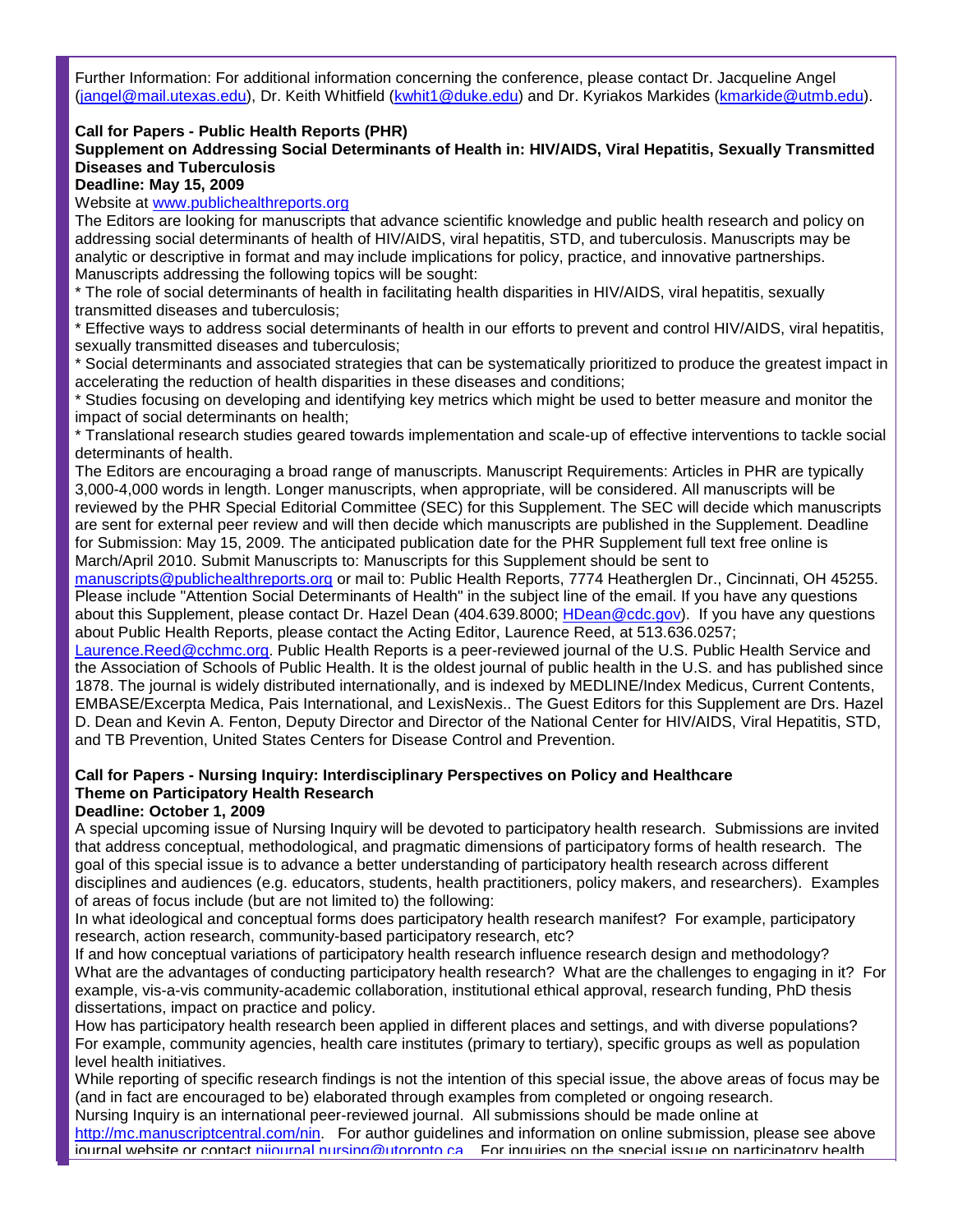Further Information: For additional information concerning the conference, please contact Dr. Jacqueline Angel (jangel@mail.utexas.edu), Dr. Keith Whitfield (kwhit1@duke.edu) and Dr. Kyriakos Markides (kmarkide@utmb.edu).

**Call for Papers - Public Health Reports (PHR)**
**Supplement on Addressing Social Determinants of Health in: HIV/AIDS, Viral Hepatitis, Sexually Transmitted Diseases and Tuberculosis**
**Deadline: May 15, 2009**

Website at www.publichealthreports.org

The Editors are looking for manuscripts that advance scientific knowledge and public health research and policy on addressing social determinants of health of HIV/AIDS, viral hepatitis, STD, and tuberculosis. Manuscripts may be analytic or descriptive in format and may include implications for policy, practice, and innovative partnerships. Manuscripts addressing the following topics will be sought:

* The role of social determinants of health in facilitating health disparities in HIV/AIDS, viral hepatitis, sexually transmitted diseases and tuberculosis;
* Effective ways to address social determinants of health in our efforts to prevent and control HIV/AIDS, viral hepatitis, sexually transmitted diseases and tuberculosis;
* Social determinants and associated strategies that can be systematically prioritized to produce the greatest impact in accelerating the reduction of health disparities in these diseases and conditions;
* Studies focusing on developing and identifying key metrics which might be used to better measure and monitor the impact of social determinants on health;
* Translational research studies geared towards implementation and scale-up of effective interventions to tackle social determinants of health.

The Editors are encouraging a broad range of manuscripts. Manuscript Requirements: Articles in PHR are typically 3,000-4,000 words in length. Longer manuscripts, when appropriate, will be considered. All manuscripts will be reviewed by the PHR Special Editorial Committee (SEC) for this Supplement. The SEC will decide which manuscripts are sent for external peer review and will then decide which manuscripts are published in the Supplement. Deadline for Submission: May 15, 2009. The anticipated publication date for the PHR Supplement full text free online is March/April 2010. Submit Manuscripts to: Manuscripts for this Supplement should be sent to manuscripts@publichealthreports.org or mail to: Public Health Reports, 7774 Heatherglen Dr., Cincinnati, OH 45255. Please include "Attention Social Determinants of Health" in the subject line of the email. If you have any questions about this Supplement, please contact Dr. Hazel Dean (404.639.8000; HDean@cdc.gov). If you have any questions about Public Health Reports, please contact the Acting Editor, Laurence Reed, at 513.636.0257; Laurence.Reed@cchmc.org. Public Health Reports is a peer-reviewed journal of the U.S. Public Health Service and the Association of Schools of Public Health. It is the oldest journal of public health in the U.S. and has published since 1878. The journal is widely distributed internationally, and is indexed by MEDLINE/Index Medicus, Current Contents, EMBASE/Excerpta Medica, Pais International, and LexisNexis.. The Guest Editors for this Supplement are Drs. Hazel D. Dean and Kevin A. Fenton, Deputy Director and Director of the National Center for HIV/AIDS, Viral Hepatitis, STD, and TB Prevention, United States Centers for Disease Control and Prevention.

**Call for Papers - Nursing Inquiry: Interdisciplinary Perspectives on Policy and Healthcare**
**Theme on Participatory Health Research**
**Deadline: October 1, 2009**

A special upcoming issue of Nursing Inquiry will be devoted to participatory health research. Submissions are invited that address conceptual, methodological, and pragmatic dimensions of participatory forms of health research. The goal of this special issue is to advance a better understanding of participatory health research across different disciplines and audiences (e.g. educators, students, health practitioners, policy makers, and researchers). Examples of areas of focus include (but are not limited to) the following:

In what ideological and conceptual forms does participatory health research manifest? For example, participatory research, action research, community-based participatory research, etc?

If and how conceptual variations of participatory health research influence research design and methodology?

What are the advantages of conducting participatory health research? What are the challenges to engaging in it? For example, vis-a-vis community-academic collaboration, institutional ethical approval, research funding, PhD thesis dissertations, impact on practice and policy.

How has participatory health research been applied in different places and settings, and with diverse populations? For example, community agencies, health care institutes (primary to tertiary), specific groups as well as population level health initiatives.

While reporting of specific research findings is not the intention of this special issue, the above areas of focus may be (and in fact are encouraged to be) elaborated through examples from completed or ongoing research.

Nursing Inquiry is an international peer-reviewed journal. All submissions should be made online at http://mc.manuscriptcentral.com/nin. For author guidelines and information on online submission, please see above journal website or contact nijournal.nursing@utoronto.ca. For inquiries on the special issue on participatory health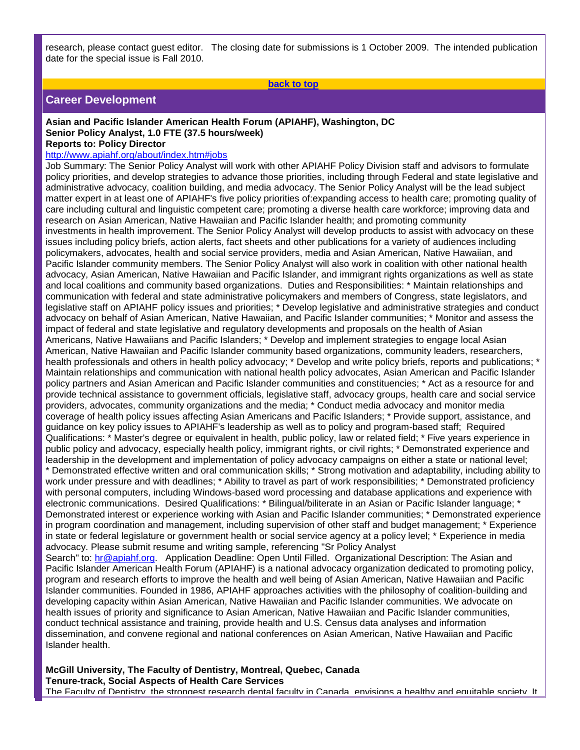research, please contact guest editor. The closing date for submissions is 1 October 2009. The intended publication date for the special issue is Fall 2010.

[back to top]

## Career Development

**Asian and Pacific Islander American Health Forum (APIAHF), Washington, DC**
**Senior Policy Analyst, 1.0 FTE (37.5 hours/week)**
**Reports to: Policy Director**

http://www.apiahf.org/about/index.htm#jobs

Job Summary: The Senior Policy Analyst will work with other APIAHF Policy Division staff and advisors to formulate policy priorities, and develop strategies to advance those priorities, including through Federal and state legislative and administrative advocacy, coalition building, and media advocacy. The Senior Policy Analyst will be the lead subject matter expert in at least one of APIAHF's five policy priorities of:expanding access to health care; promoting quality of care including cultural and linguistic competent care; promoting a diverse health care workforce; improving data and research on Asian American, Native Hawaiian and Pacific Islander health; and promoting community investments in health improvement. The Senior Policy Analyst will develop products to assist with advocacy on these issues including policy briefs, action alerts, fact sheets and other publications for a variety of audiences including policymakers, advocates, health and social service providers, media and Asian American, Native Hawaiian, and Pacific Islander community members. The Senior Policy Analyst will also work in coalition with other national health advocacy, Asian American, Native Hawaiian and Pacific Islander, and immigrant rights organizations as well as state and local coalitions and community based organizations. Duties and Responsibilities: * Maintain relationships and communication with federal and state administrative policymakers and members of Congress, state legislators, and legislative staff on APIAHF policy issues and priorities; * Develop legislative and administrative strategies and conduct advocacy on behalf of Asian American, Native Hawaiian, and Pacific Islander communities; * Monitor and assess the impact of federal and state legislative and regulatory developments and proposals on the health of Asian Americans, Native Hawaiians and Pacific Islanders; * Develop and implement strategies to engage local Asian American, Native Hawaiian and Pacific Islander community based organizations, community leaders, researchers, health professionals and others in health policy advocacy; * Develop and write policy briefs, reports and publications; * Maintain relationships and communication with national health policy advocates, Asian American and Pacific Islander policy partners and Asian American and Pacific Islander communities and constituencies; * Act as a resource for and provide technical assistance to government officials, legislative staff, advocacy groups, health care and social service providers, advocates, community organizations and the media; * Conduct media advocacy and monitor media coverage of health policy issues affecting Asian Americans and Pacific Islanders; * Provide support, assistance, and guidance on key policy issues to APIAHF's leadership as well as to policy and program-based staff; Required Qualifications: * Master's degree or equivalent in health, public policy, law or related field; * Five years experience in public policy and advocacy, especially health policy, immigrant rights, or civil rights; * Demonstrated experience and leadership in the development and implementation of policy advocacy campaigns on either a state or national level; * Demonstrated effective written and oral communication skills; * Strong motivation and adaptability, including ability to work under pressure and with deadlines; * Ability to travel as part of work responsibilities; * Demonstrated proficiency with personal computers, including Windows-based word processing and database applications and experience with electronic communications. Desired Qualifications: * Bilingual/biliterate in an Asian or Pacific Islander language; * Demonstrated interest or experience working with Asian and Pacific Islander communities; * Demonstrated experience in program coordination and management, including supervision of other staff and budget management; * Experience in state or federal legislature or government health or social service agency at a policy level; * Experience in media advocacy. Please submit resume and writing sample, referencing "Sr Policy Analyst Search" to: hr@apiahf.org. Application Deadline: Open Until Filled. Organizational Description: The Asian and Pacific Islander American Health Forum (APIAHF) is a national advocacy organization dedicated to promoting policy, program and research efforts to improve the health and well being of Asian American, Native Hawaiian and Pacific Islander communities. Founded in 1986, APIAHF approaches activities with the philosophy of coalition-building and developing capacity within Asian American, Native Hawaiian and Pacific Islander communities. We advocate on health issues of priority and significance to Asian American, Native Hawaiian and Pacific Islander communities, conduct technical assistance and training, provide health and U.S. Census data analyses and information dissemination, and convene regional and national conferences on Asian American, Native Hawaiian and Pacific Islander health.

**McGill University, The Faculty of Dentistry, Montreal, Quebec, Canada**
**Tenure-track, Social Aspects of Health Care Services**

The Faculty of Dentistry, the strongest research dental faculty in Canada, envisions a healthy and equitable society. It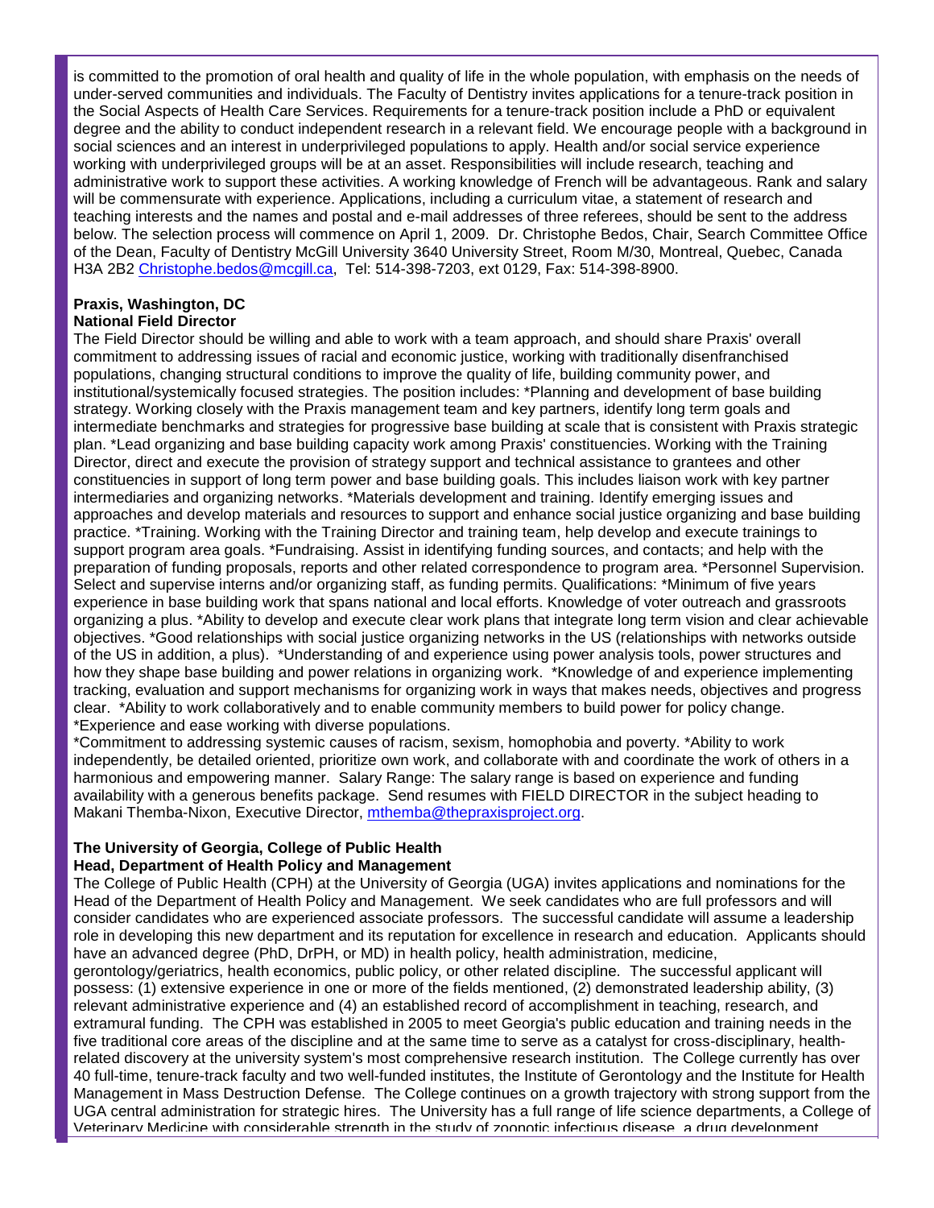is committed to the promotion of oral health and quality of life in the whole population, with emphasis on the needs of under-served communities and individuals. The Faculty of Dentistry invites applications for a tenure-track position in the Social Aspects of Health Care Services. Requirements for a tenure-track position include a PhD or equivalent degree and the ability to conduct independent research in a relevant field. We encourage people with a background in social sciences and an interest in underprivileged populations to apply. Health and/or social service experience working with underprivileged groups will be at an asset. Responsibilities will include research, teaching and administrative work to support these activities. A working knowledge of French will be advantageous. Rank and salary will be commensurate with experience. Applications, including a curriculum vitae, a statement of research and teaching interests and the names and postal and e-mail addresses of three referees, should be sent to the address below. The selection process will commence on April 1, 2009. Dr. Christophe Bedos, Chair, Search Committee Office of the Dean, Faculty of Dentistry McGill University 3640 University Street, Room M/30, Montreal, Quebec, Canada H3A 2B2 Christophe.bedos@mcgill.ca, Tel: 514-398-7203, ext 0129, Fax: 514-398-8900.

**Praxis, Washington, DC**
**National Field Director**

The Field Director should be willing and able to work with a team approach, and should share Praxis' overall commitment to addressing issues of racial and economic justice, working with traditionally disenfranchised populations, changing structural conditions to improve the quality of life, building community power, and institutional/systemically focused strategies. The position includes: *Planning and development of base building strategy. Working closely with the Praxis management team and key partners, identify long term goals and intermediate benchmarks and strategies for progressive base building at scale that is consistent with Praxis strategic plan. *Lead organizing and base building capacity work among Praxis' constituencies. Working with the Training Director, direct and execute the provision of strategy support and technical assistance to grantees and other constituencies in support of long term power and base building goals. This includes liaison work with key partner intermediaries and organizing networks. *Materials development and training. Identify emerging issues and approaches and develop materials and resources to support and enhance social justice organizing and base building practice. *Training. Working with the Training Director and training team, help develop and execute trainings to support program area goals. *Fundraising. Assist in identifying funding sources, and contacts; and help with the preparation of funding proposals, reports and other related correspondence to program area. *Personnel Supervision. Select and supervise interns and/or organizing staff, as funding permits. Qualifications: *Minimum of five years experience in base building work that spans national and local efforts. Knowledge of voter outreach and grassroots organizing a plus. *Ability to develop and execute clear work plans that integrate long term vision and clear achievable objectives. *Good relationships with social justice organizing networks in the US (relationships with networks outside of the US in addition, a plus). *Understanding of and experience using power analysis tools, power structures and how they shape base building and power relations in organizing work. *Knowledge of and experience implementing tracking, evaluation and support mechanisms for organizing work in ways that makes needs, objectives and progress clear. *Ability to work collaboratively and to enable community members to build power for policy change. *Experience and ease working with diverse populations.
*Commitment to addressing systemic causes of racism, sexism, homophobia and poverty. *Ability to work independently, be detailed oriented, prioritize own work, and collaborate with and coordinate the work of others in a harmonious and empowering manner. Salary Range: The salary range is based on experience and funding availability with a generous benefits package. Send resumes with FIELD DIRECTOR in the subject heading to Makani Themba-Nixon, Executive Director, mthemba@thepraxisproject.org.

**The University of Georgia, College of Public Health**
**Head, Department of Health Policy and Management**

The College of Public Health (CPH) at the University of Georgia (UGA) invites applications and nominations for the Head of the Department of Health Policy and Management. We seek candidates who are full professors and will consider candidates who are experienced associate professors. The successful candidate will assume a leadership role in developing this new department and its reputation for excellence in research and education. Applicants should have an advanced degree (PhD, DrPH, or MD) in health policy, health administration, medicine, gerontology/geriatrics, health economics, public policy, or other related discipline. The successful applicant will possess: (1) extensive experience in one or more of the fields mentioned, (2) demonstrated leadership ability, (3) relevant administrative experience and (4) an established record of accomplishment in teaching, research, and extramural funding. The CPH was established in 2005 to meet Georgia's public education and training needs in the five traditional core areas of the discipline and at the same time to serve as a catalyst for cross-disciplinary, health-related discovery at the university system's most comprehensive research institution. The College currently has over 40 full-time, tenure-track faculty and two well-funded institutes, the Institute of Gerontology and the Institute for Health Management in Mass Destruction Defense. The College continues on a growth trajectory with strong support from the UGA central administration for strategic hires. The University has a full range of life science departments, a College of Veterinary Medicine with considerable strength in the study of zoonotic infectious disease, a drug development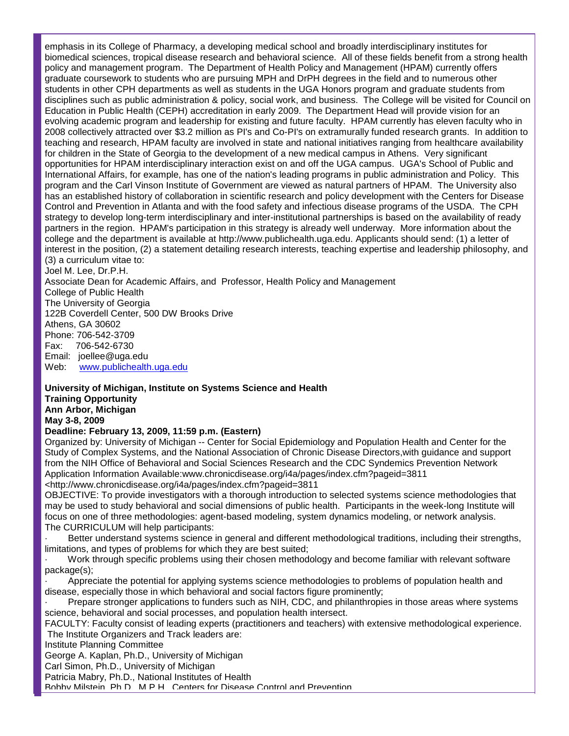emphasis in its College of Pharmacy, a developing medical school and broadly interdisciplinary institutes for biomedical sciences, tropical disease research and behavioral science. All of these fields benefit from a strong health policy and management program. The Department of Health Policy and Management (HPAM) currently offers graduate coursework to students who are pursuing MPH and DrPH degrees in the field and to numerous other students in other CPH departments as well as students in the UGA Honors program and graduate students from disciplines such as public administration & policy, social work, and business. The College will be visited for Council on Education in Public Health (CEPH) accreditation in early 2009. The Department Head will provide vision for an evolving academic program and leadership for existing and future faculty. HPAM currently has eleven faculty who in 2008 collectively attracted over $3.2 million as PI's and Co-PI's on extramurally funded research grants. In addition to teaching and research, HPAM faculty are involved in state and national initiatives ranging from healthcare availability for children in the State of Georgia to the development of a new medical campus in Athens. Very significant opportunities for HPAM interdisciplinary interaction exist on and off the UGA campus. UGA's School of Public and International Affairs, for example, has one of the nation's leading programs in public administration and Policy. This program and the Carl Vinson Institute of Government are viewed as natural partners of HPAM. The University also has an established history of collaboration in scientific research and policy development with the Centers for Disease Control and Prevention in Atlanta and with the food safety and infectious disease programs of the USDA. The CPH strategy to develop long-term interdisciplinary and inter-institutional partnerships is based on the availability of ready partners in the region. HPAM's participation in this strategy is already well underway. More information about the college and the department is available at http://www.publichealth.uga.edu. Applicants should send: (1) a letter of interest in the position, (2) a statement detailing research interests, teaching expertise and leadership philosophy, and (3) a curriculum vitae to:

Joel M. Lee, Dr.P.H.
Associate Dean for Academic Affairs, and Professor, Health Policy and Management
College of Public Health
The University of Georgia
122B Coverdell Center, 500 DW Brooks Drive
Athens, GA 30602
Phone: 706-542-3709
Fax: 706-542-6730
Email: joellee@uga.edu
Web: www.publichealth.uga.edu

**University of Michigan, Institute on Systems Science and Health**
**Training Opportunity**
**Ann Arbor, Michigan**
**May 3-8, 2009**
**Deadline: February 13, 2009, 11:59 p.m. (Eastern)**

Organized by: University of Michigan -- Center for Social Epidemiology and Population Health and Center for the Study of Complex Systems, and the National Association of Chronic Disease Directors,with guidance and support from the NIH Office of Behavioral and Social Sciences Research and the CDC Syndemics Prevention Network
Application Information Available:www.chronicdisease.org/i4a/pages/index.cfm?pageid=3811
<http://www.chronicdisease.org/i4a/pages/index.cfm?pageid=3811

OBJECTIVE: To provide investigators with a thorough introduction to selected systems science methodologies that may be used to study behavioral and social dimensions of public health. Participants in the week-long Institute will focus on one of three methodologies: agent-based modeling, system dynamics modeling, or network analysis.
The CURRICULUM will help participants:

- Better understand systems science in general and different methodological traditions, including their strengths, limitations, and types of problems for which they are best suited;
- Work through specific problems using their chosen methodology and become familiar with relevant software package(s);
- Appreciate the potential for applying systems science methodologies to problems of population health and disease, especially those in which behavioral and social factors figure prominently;
- Prepare stronger applications to funders such as NIH, CDC, and philanthropies in those areas where systems science, behavioral and social processes, and population health intersect.

FACULTY: Faculty consist of leading experts (practitioners and teachers) with extensive methodological experience. The Institute Organizers and Track leaders are:

Institute Planning Committee
George A. Kaplan, Ph.D., University of Michigan
Carl Simon, Ph.D., University of Michigan
Patricia Mabry, Ph.D., National Institutes of Health
Bobby Milstein, Ph.D., M.P.H., Centers for Disease Control and Prevention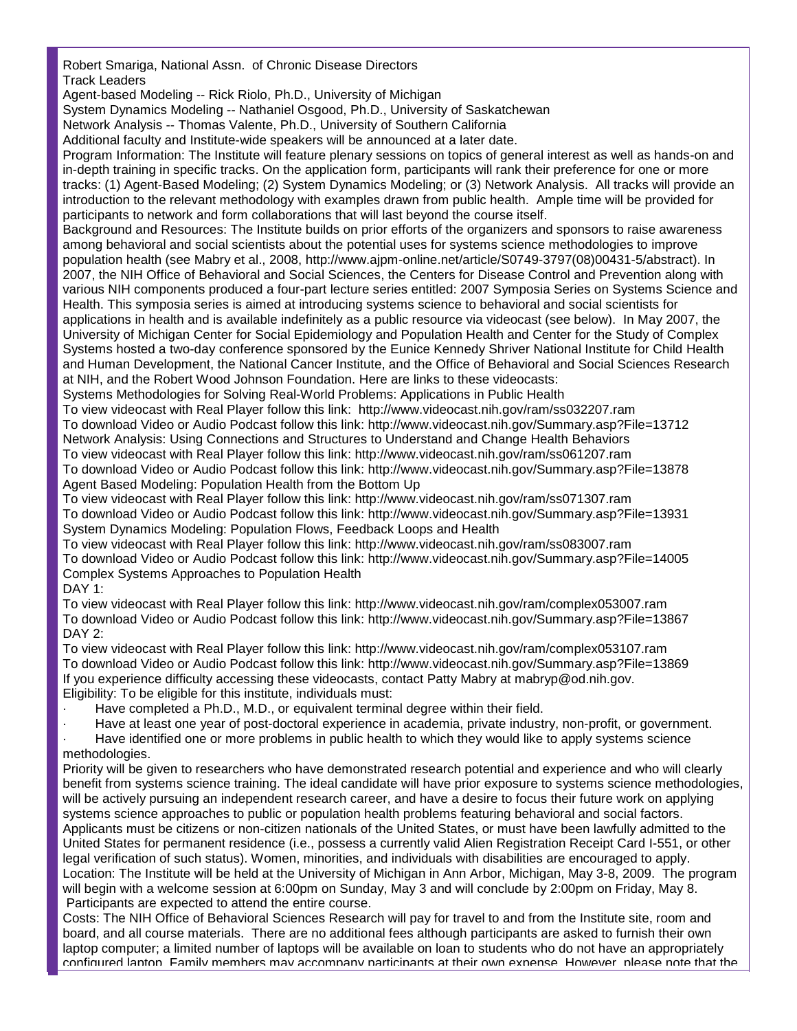Robert Smariga, National Assn. of Chronic Disease Directors

Track Leaders

Agent-based Modeling -- Rick Riolo, Ph.D., University of Michigan

System Dynamics Modeling -- Nathaniel Osgood, Ph.D., University of Saskatchewan

Network Analysis -- Thomas Valente, Ph.D., University of Southern California

Additional faculty and Institute-wide speakers will be announced at a later date.

Program Information: The Institute will feature plenary sessions on topics of general interest as well as hands-on and in-depth training in specific tracks. On the application form, participants will rank their preference for one or more tracks: (1) Agent-Based Modeling; (2) System Dynamics Modeling; or (3) Network Analysis. All tracks will provide an introduction to the relevant methodology with examples drawn from public health. Ample time will be provided for participants to network and form collaborations that will last beyond the course itself.

Background and Resources: The Institute builds on prior efforts of the organizers and sponsors to raise awareness among behavioral and social scientists about the potential uses for systems science methodologies to improve population health (see Mabry et al., 2008, http://www.ajpm-online.net/article/S0749-3797(08)00431-5/abstract). In 2007, the NIH Office of Behavioral and Social Sciences, the Centers for Disease Control and Prevention along with various NIH components produced a four-part lecture series entitled: 2007 Symposia Series on Systems Science and Health. This symposia series is aimed at introducing systems science to behavioral and social scientists for applications in health and is available indefinitely as a public resource via videocast (see below). In May 2007, the University of Michigan Center for Social Epidemiology and Population Health and Center for the Study of Complex Systems hosted a two-day conference sponsored by the Eunice Kennedy Shriver National Institute for Child Health and Human Development, the National Cancer Institute, and the Office of Behavioral and Social Sciences Research at NIH, and the Robert Wood Johnson Foundation. Here are links to these videocasts:

Systems Methodologies for Solving Real-World Problems: Applications in Public Health

To view videocast with Real Player follow this link: http://www.videocast.nih.gov/ram/ss032207.ram

To download Video or Audio Podcast follow this link: http://www.videocast.nih.gov/Summary.asp?File=13712

Network Analysis: Using Connections and Structures to Understand and Change Health Behaviors

To view videocast with Real Player follow this link: http://www.videocast.nih.gov/ram/ss061207.ram

To download Video or Audio Podcast follow this link: http://www.videocast.nih.gov/Summary.asp?File=13878

Agent Based Modeling: Population Health from the Bottom Up

To view videocast with Real Player follow this link: http://www.videocast.nih.gov/ram/ss071307.ram

To download Video or Audio Podcast follow this link: http://www.videocast.nih.gov/Summary.asp?File=13931

System Dynamics Modeling: Population Flows, Feedback Loops and Health

To view videocast with Real Player follow this link: http://www.videocast.nih.gov/ram/ss083007.ram

To download Video or Audio Podcast follow this link: http://www.videocast.nih.gov/Summary.asp?File=14005

Complex Systems Approaches to Population Health

DAY 1:

To view videocast with Real Player follow this link: http://www.videocast.nih.gov/ram/complex053007.ram

To download Video or Audio Podcast follow this link: http://www.videocast.nih.gov/Summary.asp?File=13867

DAY 2:

To view videocast with Real Player follow this link: http://www.videocast.nih.gov/ram/complex053107.ram

To download Video or Audio Podcast follow this link: http://www.videocast.nih.gov/Summary.asp?File=13869

If you experience difficulty accessing these videocasts, contact Patty Mabry at mabryp@od.nih.gov.

Eligibility: To be eligible for this institute, individuals must:

- Have completed a Ph.D., M.D., or equivalent terminal degree within their field.
- Have at least one year of post-doctoral experience in academia, private industry, non-profit, or government.
- Have identified one or more problems in public health to which they would like to apply systems science methodologies.

Priority will be given to researchers who have demonstrated research potential and experience and who will clearly benefit from systems science training. The ideal candidate will have prior exposure to systems science methodologies, will be actively pursuing an independent research career, and have a desire to focus their future work on applying systems science approaches to public or population health problems featuring behavioral and social factors.

Applicants must be citizens or non-citizen nationals of the United States, or must have been lawfully admitted to the United States for permanent residence (i.e., possess a currently valid Alien Registration Receipt Card I-551, or other legal verification of such status). Women, minorities, and individuals with disabilities are encouraged to apply.

Location: The Institute will be held at the University of Michigan in Ann Arbor, Michigan, May 3-8, 2009. The program will begin with a welcome session at 6:00pm on Sunday, May 3 and will conclude by 2:00pm on Friday, May 8. Participants are expected to attend the entire course.

Costs: The NIH Office of Behavioral Sciences Research will pay for travel to and from the Institute site, room and board, and all course materials. There are no additional fees although participants are asked to furnish their own laptop computer; a limited number of laptops will be available on loan to students who do not have an appropriately configured laptop. Family members may accompany participants at their own expense. However, please note that the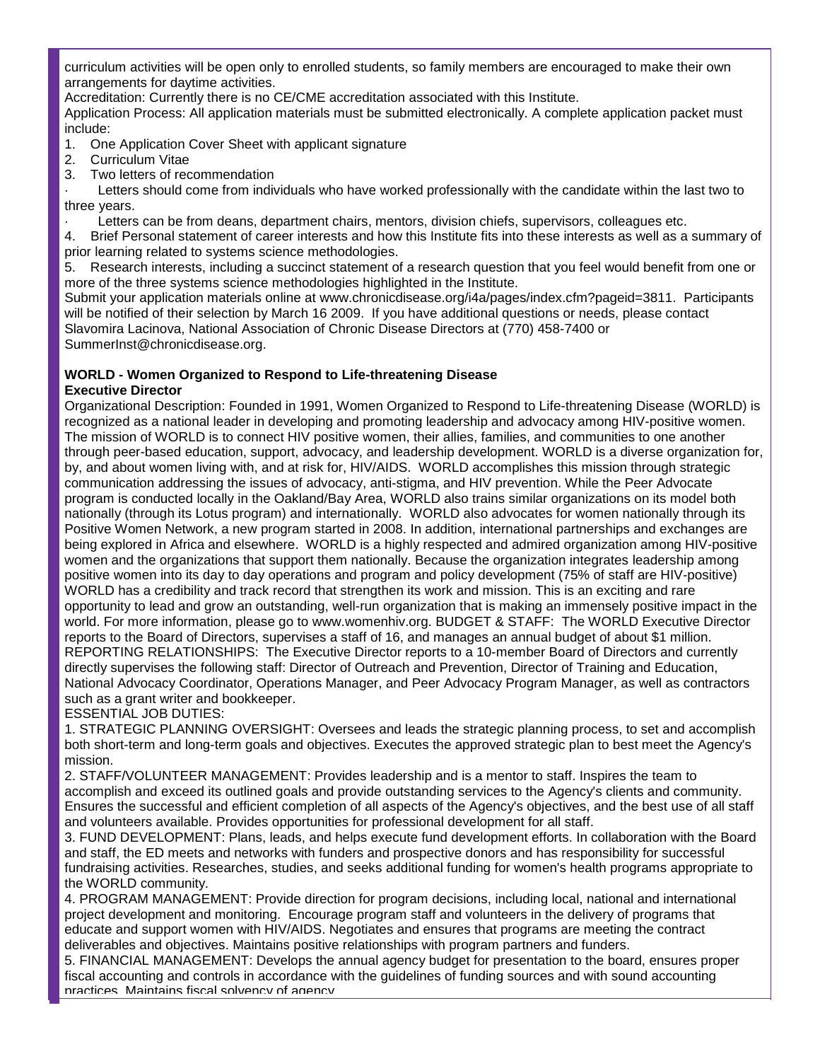curriculum activities will be open only to enrolled students, so family members are encouraged to make their own arrangements for daytime activities.

Accreditation: Currently there is no CE/CME accreditation associated with this Institute.

Application Process: All application materials must be submitted electronically. A complete application packet must include:

1. One Application Cover Sheet with applicant signature
2. Curriculum Vitae
3. Two letters of recommendation

· Letters should come from individuals who have worked professionally with the candidate within the last two to three years.

· Letters can be from deans, department chairs, mentors, division chiefs, supervisors, colleagues etc.

4. Brief Personal statement of career interests and how this Institute fits into these interests as well as a summary of prior learning related to systems science methodologies.
5. Research interests, including a succinct statement of a research question that you feel would benefit from one or more of the three systems science methodologies highlighted in the Institute.

Submit your application materials online at www.chronicdisease.org/i4a/pages/index.cfm?pageid=3811. Participants will be notified of their selection by March 16 2009. If you have additional questions or needs, please contact Slavomira Lacinova, National Association of Chronic Disease Directors at (770) 458-7400 or SummerInst@chronicdisease.org.

**WORLD - Women Organized to Respond to Life-threatening Disease**
**Executive Director**

Organizational Description: Founded in 1991, Women Organized to Respond to Life-threatening Disease (WORLD) is recognized as a national leader in developing and promoting leadership and advocacy among HIV-positive women. The mission of WORLD is to connect HIV positive women, their allies, families, and communities to one another through peer-based education, support, advocacy, and leadership development. WORLD is a diverse organization for, by, and about women living with, and at risk for, HIV/AIDS. WORLD accomplishes this mission through strategic communication addressing the issues of advocacy, anti-stigma, and HIV prevention. While the Peer Advocate program is conducted locally in the Oakland/Bay Area, WORLD also trains similar organizations on its model both nationally (through its Lotus program) and internationally. WORLD also advocates for women nationally through its Positive Women Network, a new program started in 2008. In addition, international partnerships and exchanges are being explored in Africa and elsewhere. WORLD is a highly respected and admired organization among HIV-positive women and the organizations that support them nationally. Because the organization integrates leadership among positive women into its day to day operations and program and policy development (75% of staff are HIV-positive) WORLD has a credibility and track record that strengthen its work and mission. This is an exciting and rare opportunity to lead and grow an outstanding, well-run organization that is making an immensely positive impact in the world. For more information, please go to www.womenhiv.org. BUDGET & STAFF: The WORLD Executive Director reports to the Board of Directors, supervises a staff of 16, and manages an annual budget of about $1 million. REPORTING RELATIONSHIPS: The Executive Director reports to a 10-member Board of Directors and currently directly supervises the following staff: Director of Outreach and Prevention, Director of Training and Education, National Advocacy Coordinator, Operations Manager, and Peer Advocacy Program Manager, as well as contractors such as a grant writer and bookkeeper.

ESSENTIAL JOB DUTIES:

1. STRATEGIC PLANNING OVERSIGHT: Oversees and leads the strategic planning process, to set and accomplish both short-term and long-term goals and objectives. Executes the approved strategic plan to best meet the Agency's mission.
2. STAFF/VOLUNTEER MANAGEMENT: Provides leadership and is a mentor to staff. Inspires the team to accomplish and exceed its outlined goals and provide outstanding services to the Agency's clients and community. Ensures the successful and efficient completion of all aspects of the Agency's objectives, and the best use of all staff and volunteers available. Provides opportunities for professional development for all staff.
3. FUND DEVELOPMENT: Plans, leads, and helps execute fund development efforts. In collaboration with the Board and staff, the ED meets and networks with funders and prospective donors and has responsibility for successful fundraising activities. Researches, studies, and seeks additional funding for women's health programs appropriate to the WORLD community.
4. PROGRAM MANAGEMENT: Provide direction for program decisions, including local, national and international project development and monitoring. Encourage program staff and volunteers in the delivery of programs that educate and support women with HIV/AIDS. Negotiates and ensures that programs are meeting the contract deliverables and objectives. Maintains positive relationships with program partners and funders.
5. FINANCIAL MANAGEMENT: Develops the annual agency budget for presentation to the board, ensures proper fiscal accounting and controls in accordance with the guidelines of funding sources and with sound accounting practices. Maintains fiscal solvency of agency.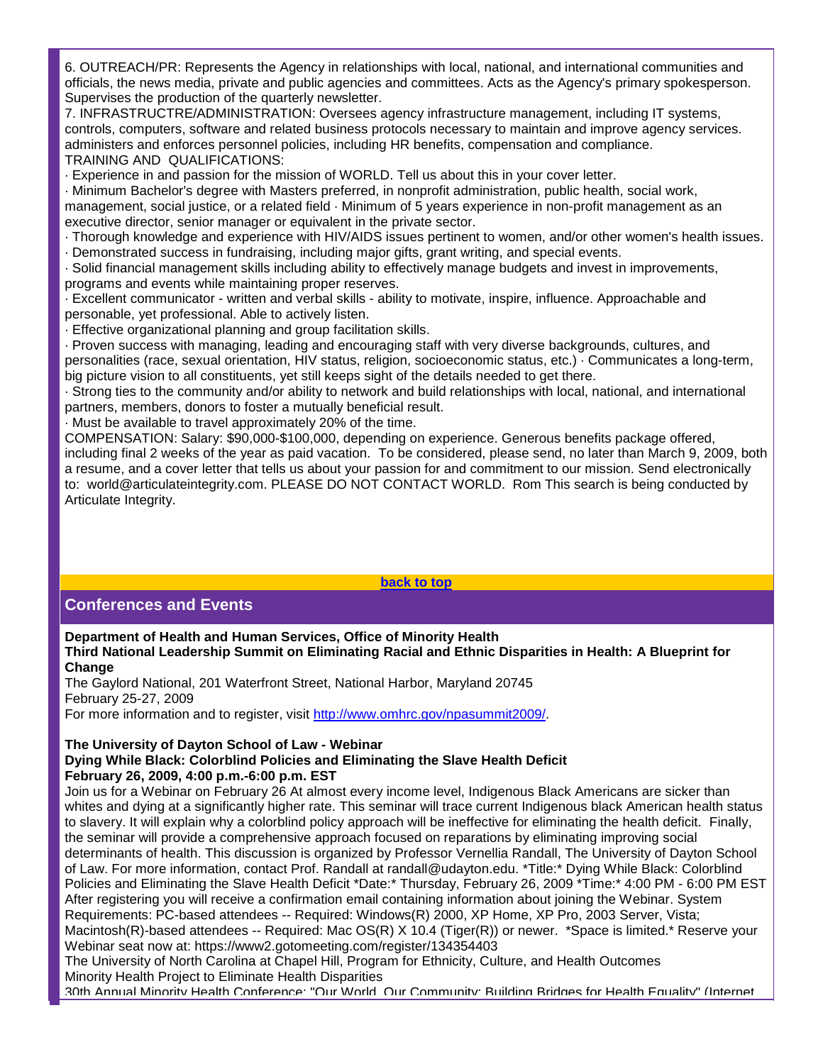6. OUTREACH/PR: Represents the Agency in relationships with local, national, and international communities and officials, the news media, private and public agencies and committees. Acts as the Agency's primary spokesperson. Supervises the production of the quarterly newsletter.
7. INFRASTRUCTRE/ADMINISTRATION: Oversees agency infrastructure management, including IT systems, controls, computers, software and related business protocols necessary to maintain and improve agency services. administers and enforces personnel policies, including HR benefits, compensation and compliance.
TRAINING AND QUALIFICATIONS:
· Experience in and passion for the mission of WORLD. Tell us about this in your cover letter.
· Minimum Bachelor's degree with Masters preferred, in nonprofit administration, public health, social work, management, social justice, or a related field · Minimum of 5 years experience in non-profit management as an executive director, senior manager or equivalent in the private sector.
· Thorough knowledge and experience with HIV/AIDS issues pertinent to women, and/or other women's health issues.
· Demonstrated success in fundraising, including major gifts, grant writing, and special events.
· Solid financial management skills including ability to effectively manage budgets and invest in improvements, programs and events while maintaining proper reserves.
· Excellent communicator - written and verbal skills - ability to motivate, inspire, influence. Approachable and personable, yet professional. Able to actively listen.
· Effective organizational planning and group facilitation skills.
· Proven success with managing, leading and encouraging staff with very diverse backgrounds, cultures, and personalities (race, sexual orientation, HIV status, religion, socioeconomic status, etc.) · Communicates a long-term, big picture vision to all constituents, yet still keeps sight of the details needed to get there.
· Strong ties to the community and/or ability to network and build relationships with local, national, and international partners, members, donors to foster a mutually beneficial result.
· Must be available to travel approximately 20% of the time.
COMPENSATION: Salary: $90,000-$100,000, depending on experience. Generous benefits package offered, including final 2 weeks of the year as paid vacation. To be considered, please send, no later than March 9, 2009, both a resume, and a cover letter that tells us about your passion for and commitment to our mission. Send electronically to: world@articulateintegrity.com. PLEASE DO NOT CONTACT WORLD. Rom This search is being conducted by Articulate Integrity.

**back to top**

## Conferences and Events

**Department of Health and Human Services, Office of Minority Health**
**Third National Leadership Summit on Eliminating Racial and Ethnic Disparities in Health: A Blueprint for Change**
The Gaylord National, 201 Waterfront Street, National Harbor, Maryland 20745
February 25-27, 2009
For more information and to register, visit http://www.omhrc.gov/npasummit2009/.

**The University of Dayton School of Law - Webinar**
**Dying While Black: Colorblind Policies and Eliminating the Slave Health Deficit**
**February 26, 2009, 4:00 p.m.-6:00 p.m. EST**
Join us for a Webinar on February 26 At almost every income level, Indigenous Black Americans are sicker than whites and dying at a significantly higher rate. This seminar will trace current Indigenous black American health status to slavery. It will explain why a colorblind policy approach will be ineffective for eliminating the health deficit. Finally, the seminar will provide a comprehensive approach focused on reparations by eliminating improving social determinants of health. This discussion is organized by Professor Vernellia Randall, The University of Dayton School of Law. For more information, contact Prof. Randall at randall@udayton.edu. *Title:* Dying While Black: Colorblind Policies and Eliminating the Slave Health Deficit *Date:* Thursday, February 26, 2009 *Time:* 4:00 PM - 6:00 PM EST After registering you will receive a confirmation email containing information about joining the Webinar. System Requirements: PC-based attendees -- Required: Windows(R) 2000, XP Home, XP Pro, 2003 Server, Vista; Macintosh(R)-based attendees -- Required: Mac OS(R) X 10.4 (Tiger(R)) or newer. *Space is limited.* Reserve your Webinar seat now at: https://www2.gotomeeting.com/register/134354403
The University of North Carolina at Chapel Hill, Program for Ethnicity, Culture, and Health Outcomes
Minority Health Project to Eliminate Health Disparities
30th Annual Minority Health Conference: "Our World, Our Community: Building Bridges for Health Equality" (Internet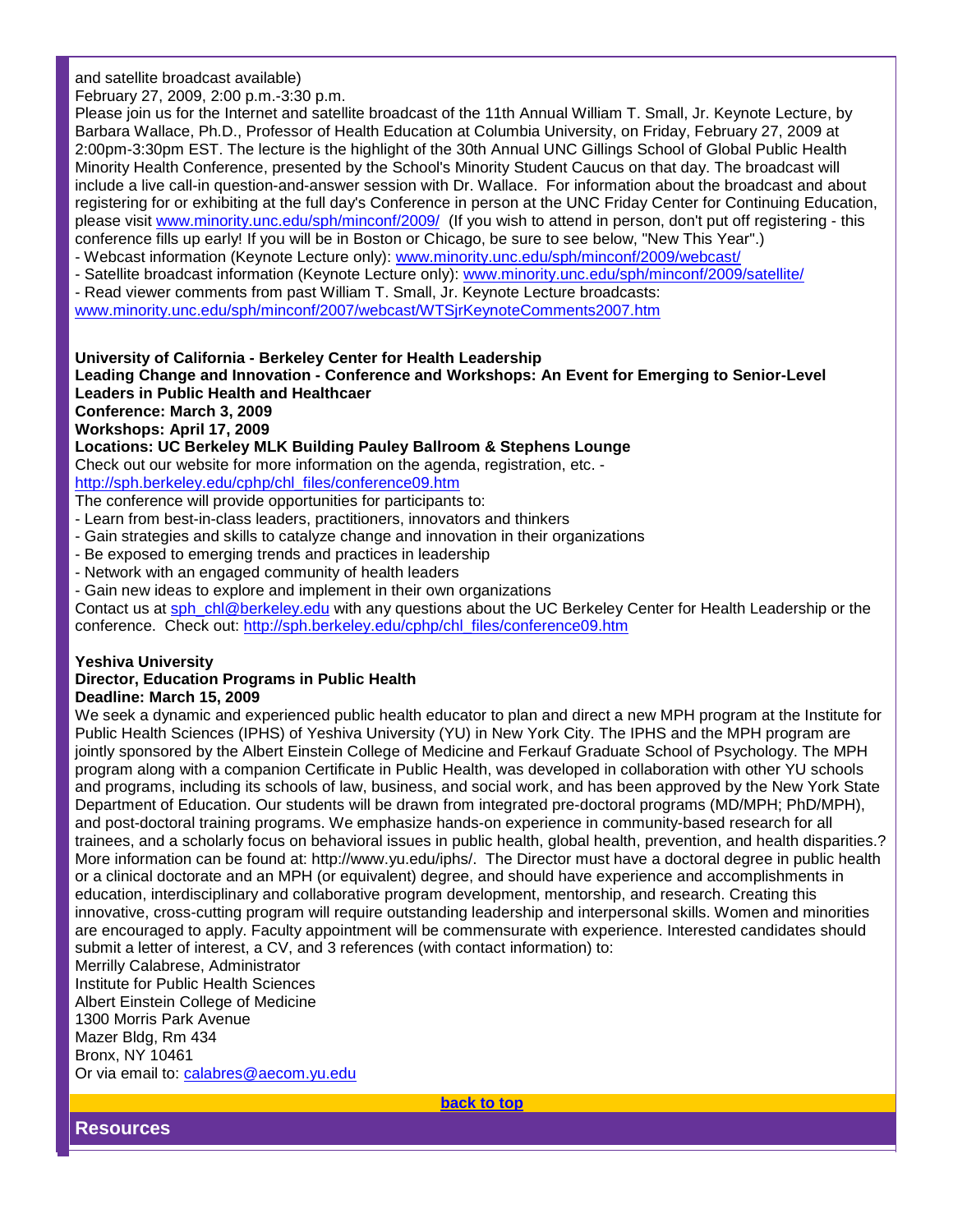and satellite broadcast available)
February 27, 2009, 2:00 p.m.-3:30 p.m.
Please join us for the Internet and satellite broadcast of the 11th Annual William T. Small, Jr. Keynote Lecture, by Barbara Wallace, Ph.D., Professor of Health Education at Columbia University, on Friday, February 27, 2009 at 2:00pm-3:30pm EST. The lecture is the highlight of the 30th Annual UNC Gillings School of Global Public Health Minority Health Conference, presented by the School's Minority Student Caucus on that day. The broadcast will include a live call-in question-and-answer session with Dr. Wallace. For information about the broadcast and about registering for or exhibiting at the full day's Conference in person at the UNC Friday Center for Continuing Education, please visit www.minority.unc.edu/sph/minconf/2009/ (If you wish to attend in person, don't put off registering - this conference fills up early! If you will be in Boston or Chicago, be sure to see below, "New This Year".)
- Webcast information (Keynote Lecture only): www.minority.unc.edu/sph/minconf/2009/webcast/
- Satellite broadcast information (Keynote Lecture only): www.minority.unc.edu/sph/minconf/2009/satellite/
- Read viewer comments from past William T. Small, Jr. Keynote Lecture broadcasts:
www.minority.unc.edu/sph/minconf/2007/webcast/WTSjrKeynoteComments2007.htm

**University of California - Berkeley Center for Health Leadership**
**Leading Change and Innovation - Conference and Workshops: An Event for Emerging to Senior-Level Leaders in Public Health and Healthcaer**
**Conference: March 3, 2009**
**Workshops: April 17, 2009**
**Locations: UC Berkeley MLK Building Pauley Ballroom & Stephens Lounge**
Check out our website for more information on the agenda, registration, etc. -
http://sph.berkeley.edu/cphp/chl_files/conference09.htm
The conference will provide opportunities for participants to:
- Learn from best-in-class leaders, practitioners, innovators and thinkers
- Gain strategies and skills to catalyze change and innovation in their organizations
- Be exposed to emerging trends and practices in leadership
- Network with an engaged community of health leaders
- Gain new ideas to explore and implement in their own organizations

Contact us at sph_chl@berkeley.edu with any questions about the UC Berkeley Center for Health Leadership or the conference. Check out: http://sph.berkeley.edu/cphp/chl_files/conference09.htm

**Yeshiva University**
**Director, Education Programs in Public Health**
**Deadline: March 15, 2009**
We seek a dynamic and experienced public health educator to plan and direct a new MPH program at the Institute for Public Health Sciences (IPHS) of Yeshiva University (YU) in New York City. The IPHS and the MPH program are jointly sponsored by the Albert Einstein College of Medicine and Ferkauf Graduate School of Psychology. The MPH program along with a companion Certificate in Public Health, was developed in collaboration with other YU schools and programs, including its schools of law, business, and social work, and has been approved by the New York State Department of Education. Our students will be drawn from integrated pre-doctoral programs (MD/MPH; PhD/MPH), and post-doctoral training programs. We emphasize hands-on experience in community-based research for all trainees, and a scholarly focus on behavioral issues in public health, global health, prevention, and health disparities.? More information can be found at: http://www.yu.edu/iphs/. The Director must have a doctoral degree in public health or a clinical doctorate and an MPH (or equivalent) degree, and should have experience and accomplishments in education, interdisciplinary and collaborative program development, mentorship, and research. Creating this innovative, cross-cutting program will require outstanding leadership and interpersonal skills. Women and minorities are encouraged to apply. Faculty appointment will be commensurate with experience. Interested candidates should submit a letter of interest, a CV, and 3 references (with contact information) to:
Merrilly Calabrese, Administrator
Institute for Public Health Sciences
Albert Einstein College of Medicine
1300 Morris Park Avenue
Mazer Bldg, Rm 434
Bronx, NY 10461
Or via email to: calabres@aecom.yu.edu

**back to top**

## Resources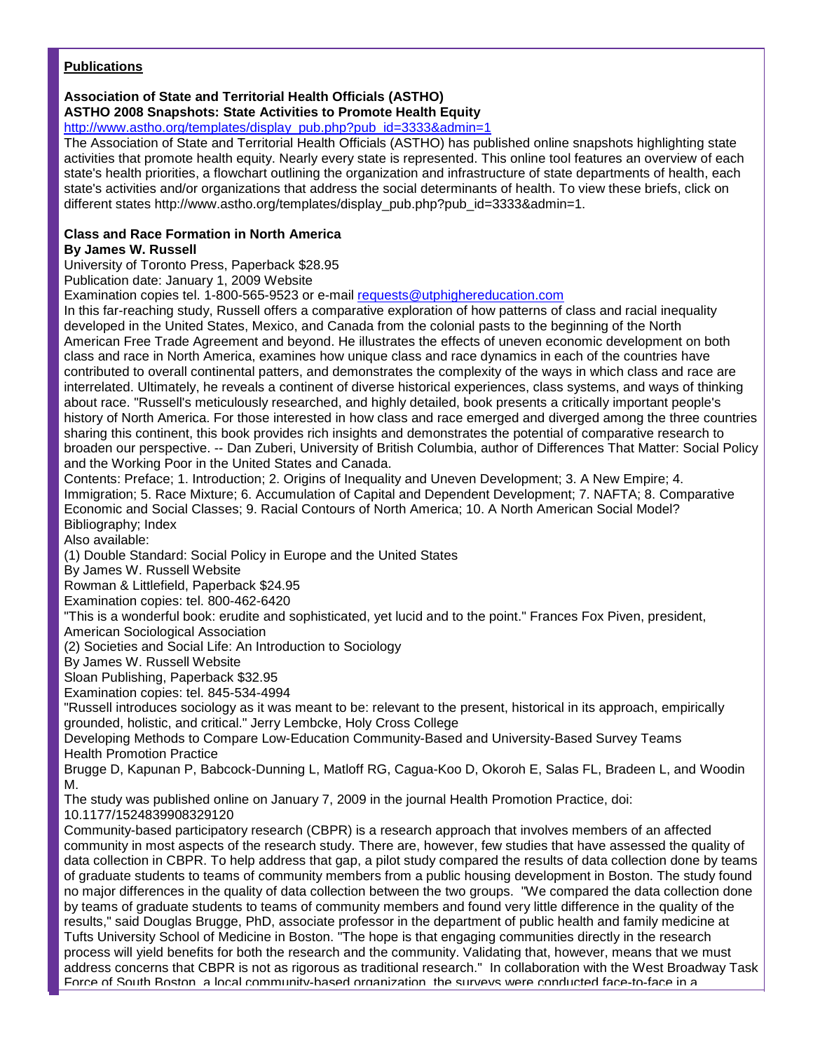## Publications

**Association of State and Territorial Health Officials (ASTHO)**
**ASTHO 2008 Snapshots: State Activities to Promote Health Equity**
http://www.astho.org/templates/display_pub.php?pub_id=3333&admin=1

The Association of State and Territorial Health Officials (ASTHO) has published online snapshots highlighting state activities that promote health equity. Nearly every state is represented. This online tool features an overview of each state's health priorities, a flowchart outlining the organization and infrastructure of state departments of health, each state's activities and/or organizations that address the social determinants of health. To view these briefs, click on different states http://www.astho.org/templates/display_pub.php?pub_id=3333&admin=1.

**Class and Race Formation in North America**
**By James W. Russell**

University of Toronto Press, Paperback $28.95
Publication date: January 1, 2009 Website
Examination copies tel. 1-800-565-9523 or e-mail requests@utphighereducation.com

In this far-reaching study, Russell offers a comparative exploration of how patterns of class and racial inequality developed in the United States, Mexico, and Canada from the colonial pasts to the beginning of the North American Free Trade Agreement and beyond. He illustrates the effects of uneven economic development on both class and race in North America, examines how unique class and race dynamics in each of the countries have contributed to overall continental patters, and demonstrates the complexity of the ways in which class and race are interrelated. Ultimately, he reveals a continent of diverse historical experiences, class systems, and ways of thinking about race. "Russell's meticulously researched, and highly detailed, book presents a critically important people's history of North America. For those interested in how class and race emerged and diverged among the three countries sharing this continent, this book provides rich insights and demonstrates the potential of comparative research to broaden our perspective. -- Dan Zuberi, University of British Columbia, author of Differences That Matter: Social Policy and the Working Poor in the United States and Canada.

Contents: Preface; 1. Introduction; 2. Origins of Inequality and Uneven Development; 3. A New Empire; 4. Immigration; 5. Race Mixture; 6. Accumulation of Capital and Dependent Development; 7. NAFTA; 8. Comparative Economic and Social Classes; 9. Racial Contours of North America; 10. A North American Social Model? Bibliography; Index

Also available:

(1) Double Standard: Social Policy in Europe and the United States
By James W. Russell Website
Rowman & Littlefield, Paperback $24.95
Examination copies: tel. 800-462-6420
"This is a wonderful book: erudite and sophisticated, yet lucid and to the point." Frances Fox Piven, president, American Sociological Association

(2) Societies and Social Life: An Introduction to Sociology
By James W. Russell Website
Sloan Publishing, Paperback $32.95
Examination copies: tel. 845-534-4994
"Russell introduces sociology as it was meant to be: relevant to the present, historical in its approach, empirically grounded, holistic, and critical." Jerry Lembcke, Holy Cross College

Developing Methods to Compare Low-Education Community-Based and University-Based Survey Teams
Health Promotion Practice
Brugge D, Kapunan P, Babcock-Dunning L, Matloff RG, Cagua-Koo D, Okoroh E, Salas FL, Bradeen L, and Woodin M.

The study was published online on January 7, 2009 in the journal Health Promotion Practice, doi: 10.1177/1524839908329120

Community-based participatory research (CBPR) is a research approach that involves members of an affected community in most aspects of the research study. There are, however, few studies that have assessed the quality of data collection in CBPR. To help address that gap, a pilot study compared the results of data collection done by teams of graduate students to teams of community members from a public housing development in Boston. The study found no major differences in the quality of data collection between the two groups. "We compared the data collection done by teams of graduate students to teams of community members and found very little difference in the quality of the results," said Douglas Brugge, PhD, associate professor in the department of public health and family medicine at Tufts University School of Medicine in Boston. "The hope is that engaging communities directly in the research process will yield benefits for both the research and the community. Validating that, however, means that we must address concerns that CBPR is not as rigorous as traditional research." In collaboration with the West Broadway Task Force of South Boston, a local community-based organization, the surveys were conducted face-to-face in a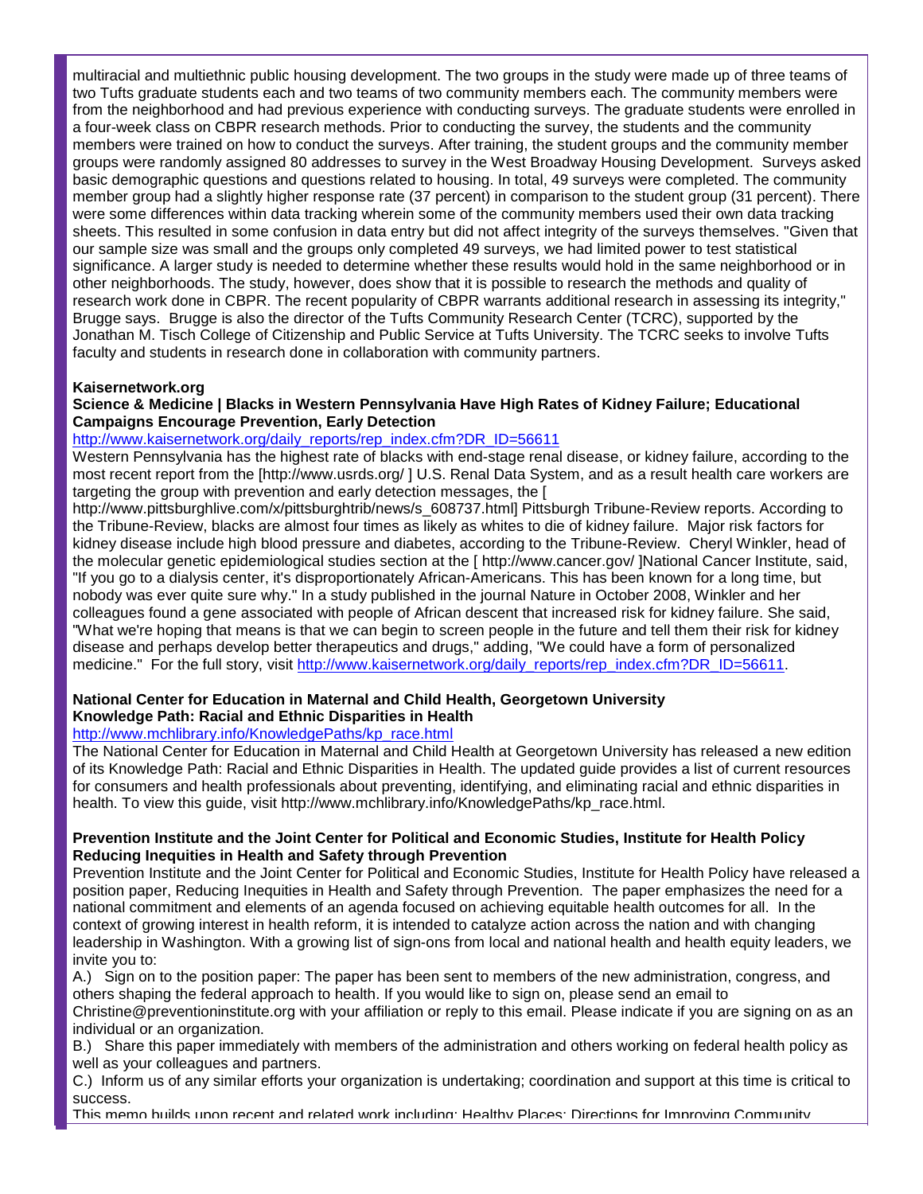multiracial and multiethnic public housing development. The two groups in the study were made up of three teams of two Tufts graduate students each and two teams of two community members each. The community members were from the neighborhood and had previous experience with conducting surveys. The graduate students were enrolled in a four-week class on CBPR research methods. Prior to conducting the survey, the students and the community members were trained on how to conduct the surveys. After training, the student groups and the community member groups were randomly assigned 80 addresses to survey in the West Broadway Housing Development. Surveys asked basic demographic questions and questions related to housing. In total, 49 surveys were completed. The community member group had a slightly higher response rate (37 percent) in comparison to the student group (31 percent). There were some differences within data tracking wherein some of the community members used their own data tracking sheets. This resulted in some confusion in data entry but did not affect integrity of the surveys themselves. "Given that our sample size was small and the groups only completed 49 surveys, we had limited power to test statistical significance. A larger study is needed to determine whether these results would hold in the same neighborhood or in other neighborhoods. The study, however, does show that it is possible to research the methods and quality of research work done in CBPR. The recent popularity of CBPR warrants additional research in assessing its integrity," Brugge says. Brugge is also the director of the Tufts Community Research Center (TCRC), supported by the Jonathan M. Tisch College of Citizenship and Public Service at Tufts University. The TCRC seeks to involve Tufts faculty and students in research done in collaboration with community partners.

**Kaisernetwork.org**
**Science & Medicine | Blacks in Western Pennsylvania Have High Rates of Kidney Failure; Educational Campaigns Encourage Prevention, Early Detection**
http://www.kaisernetwork.org/daily_reports/rep_index.cfm?DR_ID=56611
Western Pennsylvania has the highest rate of blacks with end-stage renal disease, or kidney failure, according to the most recent report from the [http://www.usrds.org/ ] U.S. Renal Data System, and as a result health care workers are targeting the group with prevention and early detection messages, the [ http://www.pittsburghlive.com/x/pittsburghtrib/news/s_608737.html] Pittsburgh Tribune-Review reports. According to the Tribune-Review, blacks are almost four times as likely as whites to die of kidney failure. Major risk factors for kidney disease include high blood pressure and diabetes, according to the Tribune-Review. Cheryl Winkler, head of the molecular genetic epidemiological studies section at the [ http://www.cancer.gov/ ]National Cancer Institute, said, "If you go to a dialysis center, it's disproportionately African-Americans. This has been known for a long time, but nobody was ever quite sure why." In a study published in the journal Nature in October 2008, Winkler and her colleagues found a gene associated with people of African descent that increased risk for kidney failure. She said, "What we're hoping that means is that we can begin to screen people in the future and tell them their risk for kidney disease and perhaps develop better therapeutics and drugs," adding, "We could have a form of personalized medicine." For the full story, visit http://www.kaisernetwork.org/daily_reports/rep_index.cfm?DR_ID=56611.

**National Center for Education in Maternal and Child Health, Georgetown University**
**Knowledge Path: Racial and Ethnic Disparities in Health**
http://www.mchlibrary.info/KnowledgePaths/kp_race.html
The National Center for Education in Maternal and Child Health at Georgetown University has released a new edition of its Knowledge Path: Racial and Ethnic Disparities in Health. The updated guide provides a list of current resources for consumers and health professionals about preventing, identifying, and eliminating racial and ethnic disparities in health. To view this guide, visit http://www.mchlibrary.info/KnowledgePaths/kp_race.html.

**Prevention Institute and the Joint Center for Political and Economic Studies, Institute for Health Policy**
**Reducing Inequities in Health and Safety through Prevention**
Prevention Institute and the Joint Center for Political and Economic Studies, Institute for Health Policy have released a position paper, Reducing Inequities in Health and Safety through Prevention. The paper emphasizes the need for a national commitment and elements of an agenda focused on achieving equitable health outcomes for all. In the context of growing interest in health reform, it is intended to catalyze action across the nation and with changing leadership in Washington. With a growing list of sign-ons from local and national health and health equity leaders, we invite you to:

A.) Sign on to the position paper: The paper has been sent to members of the new administration, congress, and others shaping the federal approach to health. If you would like to sign on, please send an email to Christine@preventioninstitute.org with your affiliation or reply to this email. Please indicate if you are signing on as an individual or an organization.

B.) Share this paper immediately with members of the administration and others working on federal health policy as well as your colleagues and partners.

C.) Inform us of any similar efforts your organization is undertaking; coordination and support at this time is critical to success.

This memo builds upon recent and related work including: Healthy Places: Directions for Improving Community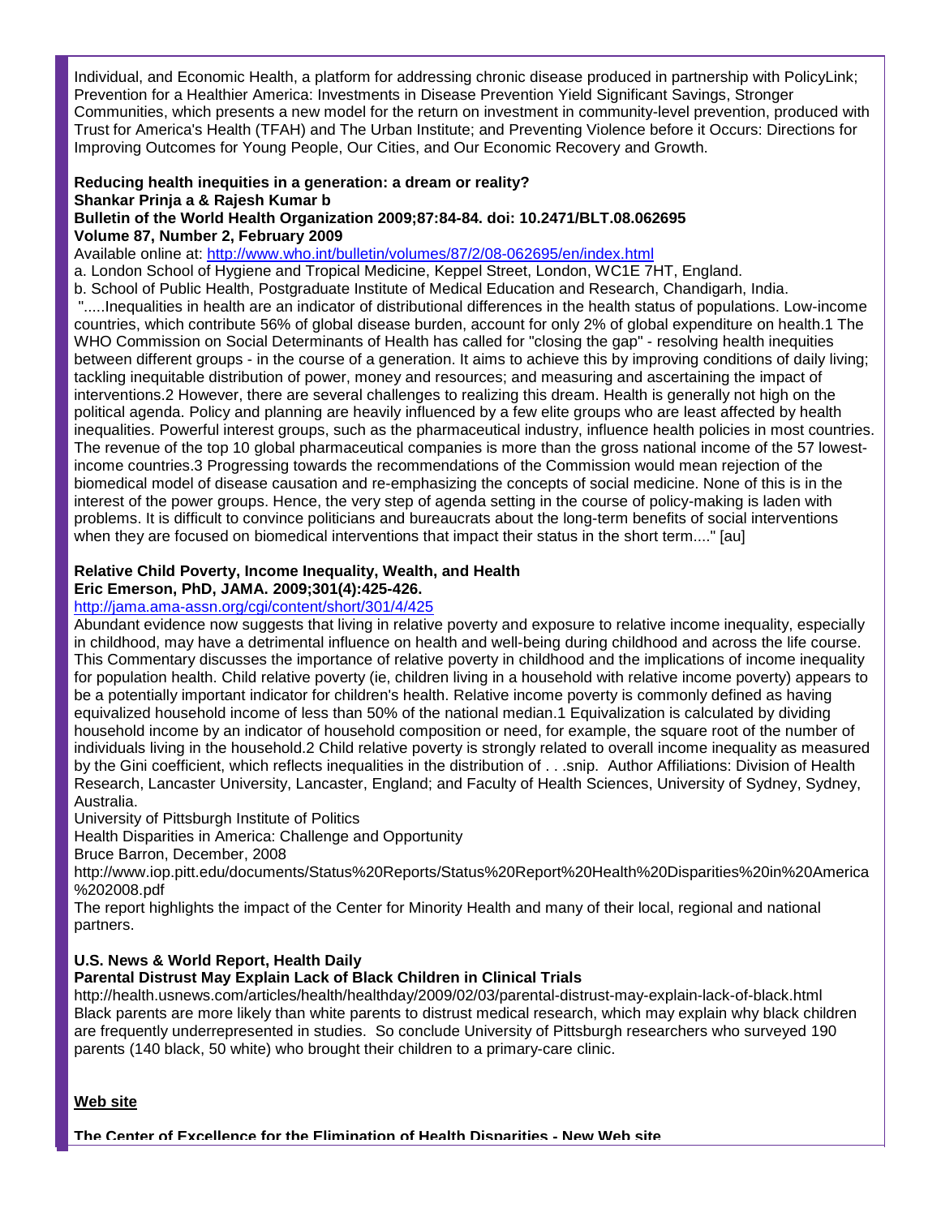Individual, and Economic Health, a platform for addressing chronic disease produced in partnership with PolicyLink; Prevention for a Healthier America: Investments in Disease Prevention Yield Significant Savings, Stronger Communities, which presents a new model for the return on investment in community-level prevention, produced with Trust for America's Health (TFAH) and The Urban Institute; and Preventing Violence before it Occurs: Directions for Improving Outcomes for Young People, Our Cities, and Our Economic Recovery and Growth.

**Reducing health inequities in a generation: a dream or reality?**
**Shankar Prinja a & Rajesh Kumar b**
**Bulletin of the World Health Organization 2009;87:84-84. doi: 10.2471/BLT.08.062695**
**Volume 87, Number 2, February 2009**

Available online at: http://www.who.int/bulletin/volumes/87/2/08-062695/en/index.html

a. London School of Hygiene and Tropical Medicine, Keppel Street, London, WC1E 7HT, England.

b. School of Public Health, Postgraduate Institute of Medical Education and Research, Chandigarh, India.

".....Inequalities in health are an indicator of distributional differences in the health status of populations. Low-income countries, which contribute 56% of global disease burden, account for only 2% of global expenditure on health.1 The WHO Commission on Social Determinants of Health has called for "closing the gap" - resolving health inequities between different groups - in the course of a generation. It aims to achieve this by improving conditions of daily living; tackling inequitable distribution of power, money and resources; and measuring and ascertaining the impact of interventions.2 However, there are several challenges to realizing this dream. Health is generally not high on the political agenda. Policy and planning are heavily influenced by a few elite groups who are least affected by health inequalities. Powerful interest groups, such as the pharmaceutical industry, influence health policies in most countries. The revenue of the top 10 global pharmaceutical companies is more than the gross national income of the 57 lowest-income countries.3 Progressing towards the recommendations of the Commission would mean rejection of the biomedical model of disease causation and re-emphasizing the concepts of social medicine. None of this is in the interest of the power groups. Hence, the very step of agenda setting in the course of policy-making is laden with problems. It is difficult to convince politicians and bureaucrats about the long-term benefits of social interventions when they are focused on biomedical interventions that impact their status in the short term...." [au]

**Relative Child Poverty, Income Inequality, Wealth, and Health**
**Eric Emerson, PhD, JAMA. 2009;301(4):425-426.**

http://jama.ama-assn.org/cgi/content/short/301/4/425

Abundant evidence now suggests that living in relative poverty and exposure to relative income inequality, especially in childhood, may have a detrimental influence on health and well-being during childhood and across the life course. This Commentary discusses the importance of relative poverty in childhood and the implications of income inequality for population health. Child relative poverty (ie, children living in a household with relative income poverty) appears to be a potentially important indicator for children's health. Relative income poverty is commonly defined as having equivalized household income of less than 50% of the national median.1 Equivalization is calculated by dividing household income by an indicator of household composition or need, for example, the square root of the number of individuals living in the household.2 Child relative poverty is strongly related to overall income inequality as measured by the Gini coefficient, which reflects inequalities in the distribution of . . .snip. Author Affiliations: Division of Health Research, Lancaster University, Lancaster, England; and Faculty of Health Sciences, University of Sydney, Sydney, Australia.

University of Pittsburgh Institute of Politics
Health Disparities in America: Challenge and Opportunity
Bruce Barron, December, 2008
http://www.iop.pitt.edu/documents/Status%20Reports/Status%20Report%20Health%20Disparities%20in%20America%202008.pdf

The report highlights the impact of the Center for Minority Health and many of their local, regional and national partners.

**U.S. News & World Report, Health Daily**
**Parental Distrust May Explain Lack of Black Children in Clinical Trials**

http://health.usnews.com/articles/health/healthday/2009/02/03/parental-distrust-may-explain-lack-of-black.html

Black parents are more likely than white parents to distrust medical research, which may explain why black children are frequently underrepresented in studies. So conclude University of Pittsburgh researchers who surveyed 190 parents (140 black, 50 white) who brought their children to a primary-care clinic.

**Web site**

**The Center of Excellence for the Elimination of Health Disparities - New Web site**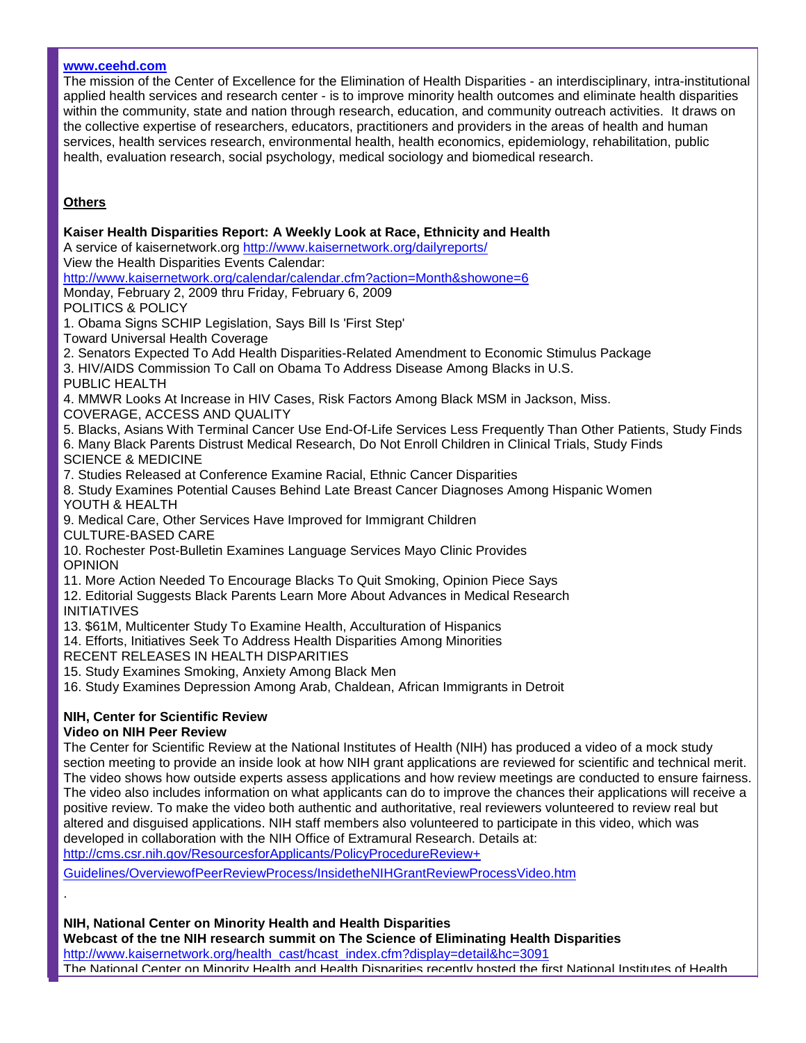**www.ceehd.com**

The mission of the Center of Excellence for the Elimination of Health Disparities - an interdisciplinary, intra-institutional applied health services and research center - is to improve minority health outcomes and eliminate health disparities within the community, state and nation through research, education, and community outreach activities. It draws on the collective expertise of researchers, educators, practitioners and providers in the areas of health and human services, health services research, environmental health, health economics, epidemiology, rehabilitation, public health, evaluation research, social psychology, medical sociology and biomedical research.

**Others**

**Kaiser Health Disparities Report: A Weekly Look at Race, Ethnicity and Health**

A service of kaisernetwork.org http://www.kaisernetwork.org/dailyreports/

View the Health Disparities Events Calendar:

http://www.kaisernetwork.org/calendar/calendar.cfm?action=Month&showone=6

Monday, February 2, 2009 thru Friday, February 6, 2009

POLITICS & POLICY

1. Obama Signs SCHIP Legislation, Says Bill Is 'First Step' Toward Universal Health Coverage
2. Senators Expected To Add Health Disparities-Related Amendment to Economic Stimulus Package
3. HIV/AIDS Commission To Call on Obama To Address Disease Among Blacks in U.S.

PUBLIC HEALTH

4. MMWR Looks At Increase in HIV Cases, Risk Factors Among Black MSM in Jackson, Miss.

COVERAGE, ACCESS AND QUALITY

5. Blacks, Asians With Terminal Cancer Use End-Of-Life Services Less Frequently Than Other Patients, Study Finds
6. Many Black Parents Distrust Medical Research, Do Not Enroll Children in Clinical Trials, Study Finds

SCIENCE & MEDICINE

7. Studies Released at Conference Examine Racial, Ethnic Cancer Disparities
8. Study Examines Potential Causes Behind Late Breast Cancer Diagnoses Among Hispanic Women

YOUTH & HEALTH

9. Medical Care, Other Services Have Improved for Immigrant Children

CULTURE-BASED CARE

10. Rochester Post-Bulletin Examines Language Services Mayo Clinic Provides

OPINION

11. More Action Needed To Encourage Blacks To Quit Smoking, Opinion Piece Says
12. Editorial Suggests Black Parents Learn More About Advances in Medical Research

INITIATIVES

13. $61M, Multicenter Study To Examine Health, Acculturation of Hispanics
14. Efforts, Initiatives Seek To Address Health Disparities Among Minorities

RECENT RELEASES IN HEALTH DISPARITIES

15. Study Examines Smoking, Anxiety Among Black Men
16. Study Examines Depression Among Arab, Chaldean, African Immigrants in Detroit

**NIH, Center for Scientific Review**

**Video on NIH Peer Review**

The Center for Scientific Review at the National Institutes of Health (NIH) has produced a video of a mock study section meeting to provide an inside look at how NIH grant applications are reviewed for scientific and technical merit. The video shows how outside experts assess applications and how review meetings are conducted to ensure fairness. The video also includes information on what applicants can do to improve the chances their applications will receive a positive review. To make the video both authentic and authoritative, real reviewers volunteered to review real but altered and disguised applications. NIH staff members also volunteered to participate in this video, which was developed in collaboration with the NIH Office of Extramural Research. Details at:

http://cms.csr.nih.gov/ResourcesforApplicants/PolicyProcedureReview+Guidelines/OverviewofPeerReviewProcess/InsidetheNIHGrantReviewProcessVideo.htm

.

**NIH, National Center on Minority Health and Health Disparities**

**Webcast of the tne NIH research summit on The Science of Eliminating Health Disparities**

http://www.kaisernetwork.org/health_cast/hcast_index.cfm?display=detail&hc=3091

The National Center on Minority Health and Health Disparities recently hosted the first National Institutes of Health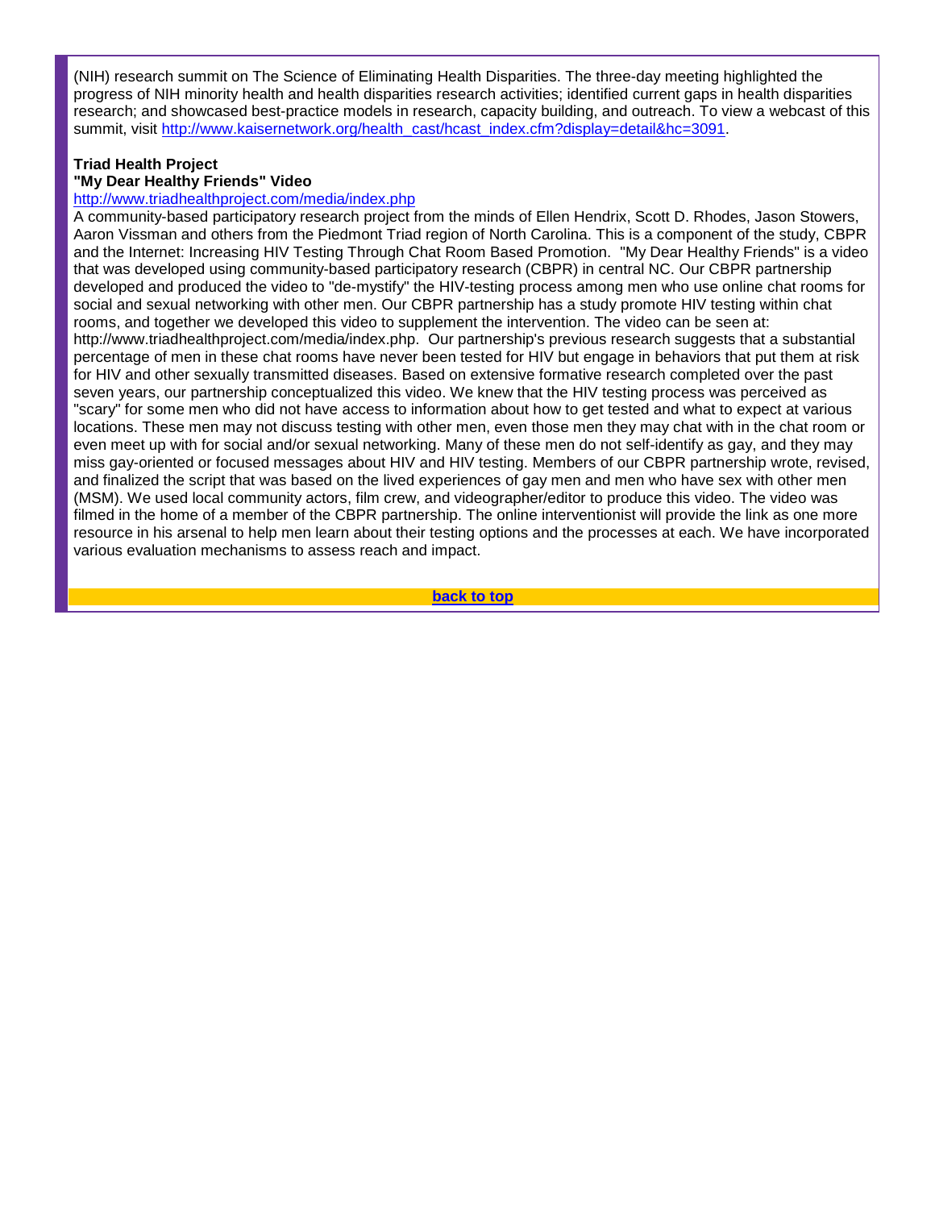(NIH) research summit on The Science of Eliminating Health Disparities. The three-day meeting highlighted the progress of NIH minority health and health disparities research activities; identified current gaps in health disparities research; and showcased best-practice models in research, capacity building, and outreach. To view a webcast of this summit, visit [http://www.kaisernetwork.org/health_cast/hcast_index.cfm?display=detail&hc=3091](http://www.kaisernetwork.org/health_cast/hcast_index.cfm?display=detail&hc=3091).

**Triad Health Project**
**"My Dear Healthy Friends" Video**
[http://www.triadhealthproject.com/media/index.php](http://www.triadhealthproject.com/media/index.php)
A community-based participatory research project from the minds of Ellen Hendrix, Scott D. Rhodes, Jason Stowers, Aaron Vissman and others from the Piedmont Triad region of North Carolina. This is a component of the study, CBPR and the Internet: Increasing HIV Testing Through Chat Room Based Promotion. "My Dear Healthy Friends" is a video that was developed using community-based participatory research (CBPR) in central NC. Our CBPR partnership developed and produced the video to "de-mystify" the HIV-testing process among men who use online chat rooms for social and sexual networking with other men. Our CBPR partnership has a study promote HIV testing within chat rooms, and together we developed this video to supplement the intervention. The video can be seen at: http://www.triadhealthproject.com/media/index.php. Our partnership's previous research suggests that a substantial percentage of men in these chat rooms have never been tested for HIV but engage in behaviors that put them at risk for HIV and other sexually transmitted diseases. Based on extensive formative research completed over the past seven years, our partnership conceptualized this video. We knew that the HIV testing process was perceived as "scary" for some men who did not have access to information about how to get tested and what to expect at various locations. These men may not discuss testing with other men, even those men they may chat with in the chat room or even meet up with for social and/or sexual networking. Many of these men do not self-identify as gay, and they may miss gay-oriented or focused messages about HIV and HIV testing. Members of our CBPR partnership wrote, revised, and finalized the script that was based on the lived experiences of gay men and men who have sex with other men (MSM). We used local community actors, film crew, and videographer/editor to produce this video. The video was filmed in the home of a member of the CBPR partnership. The online interventionist will provide the link as one more resource in his arsenal to help men learn about their testing options and the processes at each. We have incorporated various evaluation mechanisms to assess reach and impact.

**back to top**